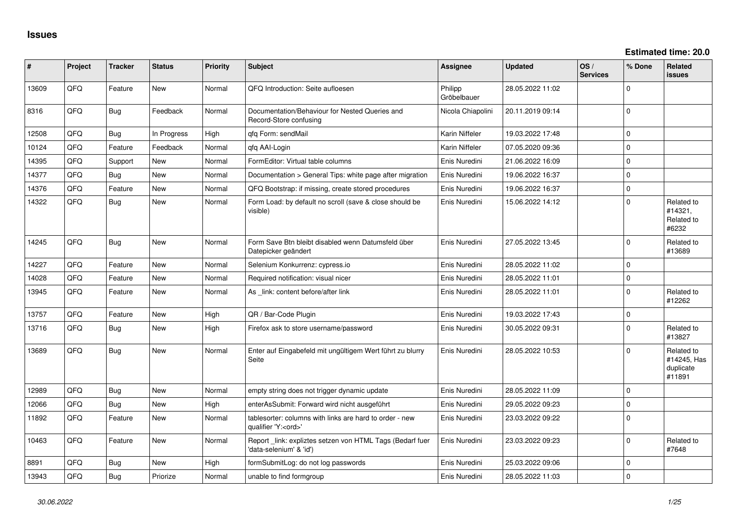# Issues

**Estimated time: 20.0**

| # | Project | Tracker | Status | Priority | Subject | Assignee | Updated | OS / Services | % Done | Related issues |
|---|---|---|---|---|---|---|---|---|---|---|
| 13609 | QFQ | Feature | New | Normal | QFQ Introduction: Seite aufloesen | Philipp Gröbelbauer | 28.05.2022 11:02 | | 0 | |
| 8316 | QFQ | Bug | Feedback | Normal | Documentation/Behaviour for Nested Queries and Record-Store confusing | Nicola Chiapolini | 20.11.2019 09:14 | | 0 | |
| 12508 | QFQ | Bug | In Progress | High | qfq Form: sendMail | Karin Niffeler | 19.03.2022 17:48 | | 0 | |
| 10124 | QFQ | Feature | Feedback | Normal | qfq AAI-Login | Karin Niffeler | 07.05.2020 09:36 | | 0 | |
| 14395 | QFQ | Support | New | Normal | FormEditor: Virtual table columns | Enis Nuredini | 21.06.2022 16:09 | | 0 | |
| 14377 | QFQ | Bug | New | Normal | Documentation > General Tips: white page after migration | Enis Nuredini | 19.06.2022 16:37 | | 0 | |
| 14376 | QFQ | Feature | New | Normal | QFQ Bootstrap: if missing, create stored procedures | Enis Nuredini | 19.06.2022 16:37 | | 0 | |
| 14322 | QFQ | Bug | New | Normal | Form Load: by default no scroll (save & close should be visible) | Enis Nuredini | 15.06.2022 14:12 | | 0 | Related to #14321, Related to #6232 |
| 14245 | QFQ | Bug | New | Normal | Form Save Btn bleibt disabled wenn Datumsfeld über Datepicker geändert | Enis Nuredini | 27.05.2022 13:45 | | 0 | Related to #13689 |
| 14227 | QFQ | Feature | New | Normal | Selenium Konkurrenz: cypress.io | Enis Nuredini | 28.05.2022 11:02 | | 0 | |
| 14028 | QFQ | Feature | New | Normal | Required notification: visual nicer | Enis Nuredini | 28.05.2022 11:01 | | 0 | |
| 13945 | QFQ | Feature | New | Normal | As _link: content before/after link | Enis Nuredini | 28.05.2022 11:01 | | 0 | Related to #12262 |
| 13757 | QFQ | Feature | New | High | QR / Bar-Code Plugin | Enis Nuredini | 19.03.2022 17:43 | | 0 | |
| 13716 | QFQ | Bug | New | High | Firefox ask to store username/password | Enis Nuredini | 30.05.2022 09:31 | | 0 | Related to #13827 |
| 13689 | QFQ | Bug | New | Normal | Enter auf Eingabefeld mit ungültigem Wert führt zu blurry Seite | Enis Nuredini | 28.05.2022 10:53 | | 0 | Related to #14245, Has duplicate #11891 |
| 12989 | QFQ | Bug | New | Normal | empty string does not trigger dynamic update | Enis Nuredini | 28.05.2022 11:09 | | 0 | |
| 12066 | QFQ | Bug | New | High | enterAsSubmit: Forward wird nicht ausgeführt | Enis Nuredini | 29.05.2022 09:23 | | 0 | |
| 11892 | QFQ | Feature | New | Normal | tablesorter: columns with links are hard to order - new qualifier 'Y:<ord>' | Enis Nuredini | 23.03.2022 09:22 | | 0 | |
| 10463 | QFQ | Feature | New | Normal | Report _link: expliztes setzen von HTML Tags (Bedarf fuer 'data-selenium' & 'id') | Enis Nuredini | 23.03.2022 09:23 | | 0 | Related to #7648 |
| 8891 | QFQ | Bug | New | High | formSubmitLog: do not log passwords | Enis Nuredini | 25.03.2022 09:06 | | 0 | |
| 13943 | QFQ | Bug | Priorize | Normal | unable to find formgroup | Enis Nuredini | 28.05.2022 11:03 | | 0 | |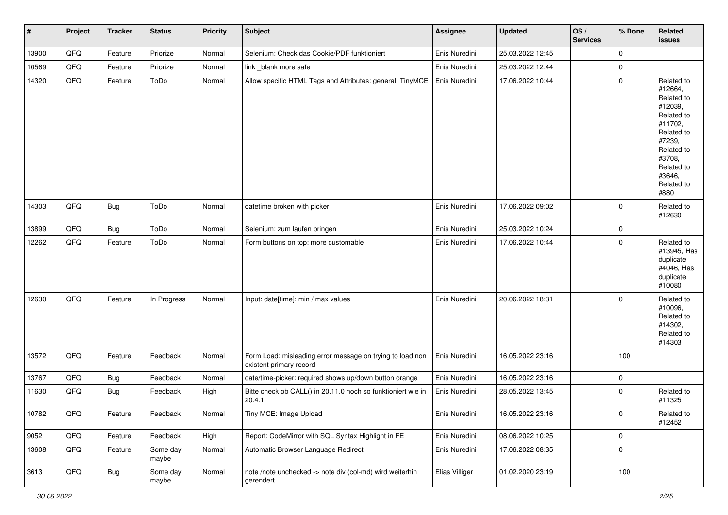| # | Project | Tracker | Status | Priority | Subject | Assignee | Updated | OS / Services | % Done | Related issues |
|---|---|---|---|---|---|---|---|---|---|---|
| 13900 | QFQ | Feature | Priorize | Normal | Selenium: Check das Cookie/PDF funktioniert | Enis Nuredini | 25.03.2022 12:45 | | 0 | |
| 10569 | QFQ | Feature | Priorize | Normal | link _blank more safe | Enis Nuredini | 25.03.2022 12:44 | | 0 | |
| 14320 | QFQ | Feature | ToDo | Normal | Allow specific HTML Tags and Attributes: general, TinyMCE | Enis Nuredini | 17.06.2022 10:44 | | 0 | Related to #12664, Related to #12039, Related to #11702, Related to #7239, Related to #3708, Related to #3646, Related to #880 |
| 14303 | QFQ | Bug | ToDo | Normal | datetime broken with picker | Enis Nuredini | 17.06.2022 09:02 | | 0 | Related to #12630 |
| 13899 | QFQ | Bug | ToDo | Normal | Selenium: zum laufen bringen | Enis Nuredini | 25.03.2022 10:24 | | 0 | |
| 12262 | QFQ | Feature | ToDo | Normal | Form buttons on top: more customable | Enis Nuredini | 17.06.2022 10:44 | | 0 | Related to #13945, Has duplicate #4046, Has duplicate #10080 |
| 12630 | QFQ | Feature | In Progress | Normal | Input: date[time]: min / max values | Enis Nuredini | 20.06.2022 18:31 | | 0 | Related to #10096, Related to #14302, Related to #14303 |
| 13572 | QFQ | Feature | Feedback | Normal | Form Load: misleading error message on trying to load non existent primary record | Enis Nuredini | 16.05.2022 23:16 | | 100 | |
| 13767 | QFQ | Bug | Feedback | Normal | date/time-picker: required shows up/down button orange | Enis Nuredini | 16.05.2022 23:16 | | 0 | |
| 11630 | QFQ | Bug | Feedback | High | Bitte check ob CALL() in 20.11.0 noch so funktioniert wie in 20.4.1 | Enis Nuredini | 28.05.2022 13:45 | | 0 | Related to #11325 |
| 10782 | QFQ | Feature | Feedback | Normal | Tiny MCE: Image Upload | Enis Nuredini | 16.05.2022 23:16 | | 0 | Related to #12452 |
| 9052 | QFQ | Feature | Feedback | High | Report: CodeMirror with SQL Syntax Highlight in FE | Enis Nuredini | 08.06.2022 10:25 | | 0 | |
| 13608 | QFQ | Feature | Some day maybe | Normal | Automatic Browser Language Redirect | Enis Nuredini | 17.06.2022 08:35 | | 0 | |
| 3613 | QFQ | Bug | Some day maybe | Normal | note /note unchecked -> note div (col-md) wird weiterhin gerendert | Elias Villiger | 01.02.2020 23:19 | | 100 | |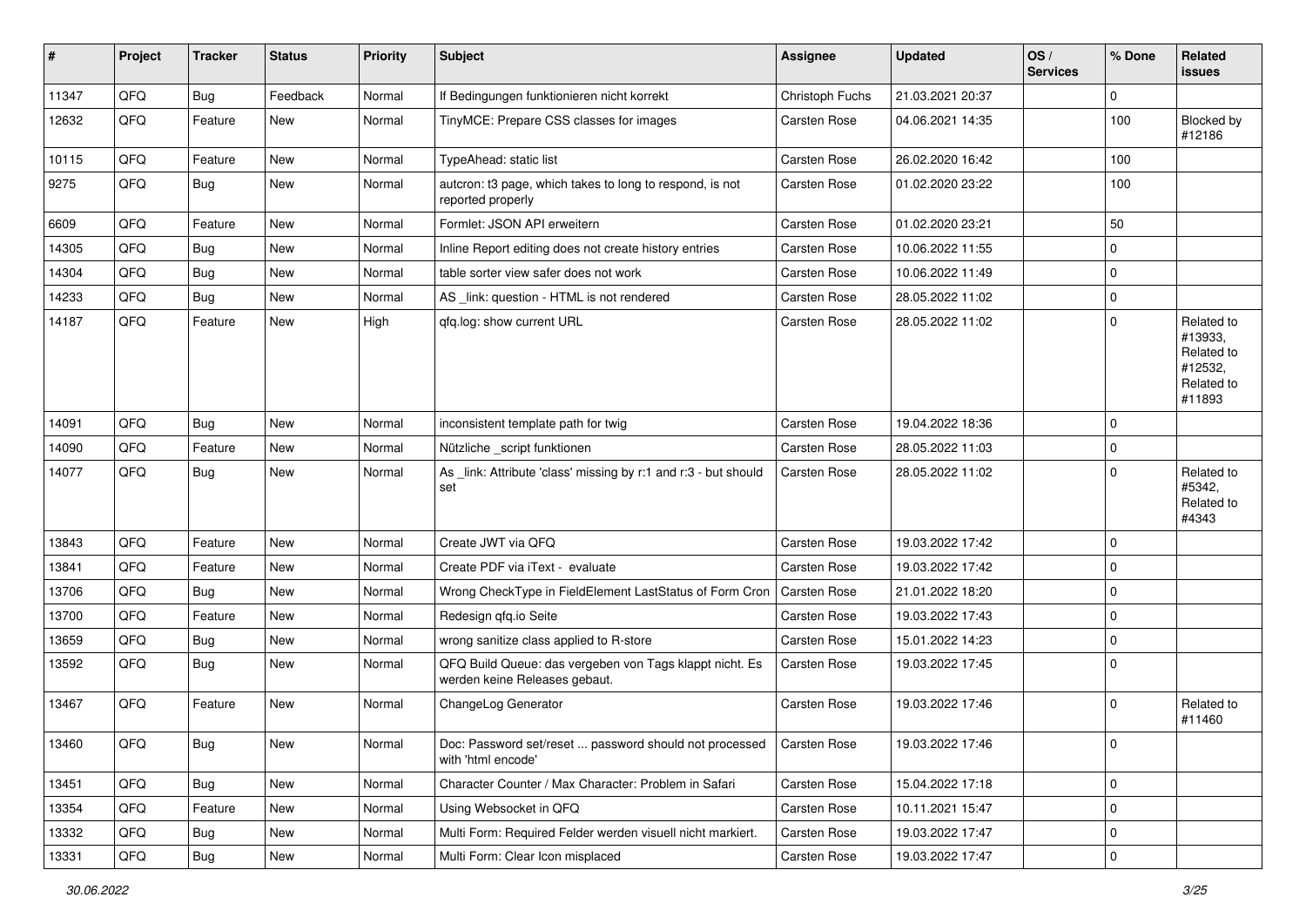| # | Project | Tracker | Status | Priority | Subject | Assignee | Updated | OS / Services | % Done | Related issues |
|---|---|---|---|---|---|---|---|---|---|---|
| 11347 | QFQ | Bug | Feedback | Normal | If Bedingungen funktionieren nicht korrekt | Christoph Fuchs | 21.03.2021 20:37 | | 0 | |
| 12632 | QFQ | Feature | New | Normal | TinyMCE: Prepare CSS classes for images | Carsten Rose | 04.06.2021 14:35 | | 100 | Blocked by #12186 |
| 10115 | QFQ | Feature | New | Normal | TypeAhead: static list | Carsten Rose | 26.02.2020 16:42 | | 100 | |
| 9275 | QFQ | Bug | New | Normal | autcron: t3 page, which takes to long to respond, is not reported properly | Carsten Rose | 01.02.2020 23:22 | | 100 | |
| 6609 | QFQ | Feature | New | Normal | Formlet: JSON API erweitern | Carsten Rose | 01.02.2020 23:21 | | 50 | |
| 14305 | QFQ | Bug | New | Normal | Inline Report editing does not create history entries | Carsten Rose | 10.06.2022 11:55 | | 0 | |
| 14304 | QFQ | Bug | New | Normal | table sorter view safer does not work | Carsten Rose | 10.06.2022 11:49 | | 0 | |
| 14233 | QFQ | Bug | New | Normal | AS _link: question - HTML is not rendered | Carsten Rose | 28.05.2022 11:02 | | 0 | |
| 14187 | QFQ | Feature | New | High | qfq.log: show current URL | Carsten Rose | 28.05.2022 11:02 | | 0 | Related to #13933, Related to #12532, Related to #11893 |
| 14091 | QFQ | Bug | New | Normal | inconsistent template path for twig | Carsten Rose | 19.04.2022 18:36 | | 0 | |
| 14090 | QFQ | Feature | New | Normal | Nützliche _script funktionen | Carsten Rose | 28.05.2022 11:03 | | 0 | |
| 14077 | QFQ | Bug | New | Normal | As _link: Attribute 'class' missing by r:1 and r:3 - but should set | Carsten Rose | 28.05.2022 11:02 | | 0 | Related to #5342, Related to #4343 |
| 13843 | QFQ | Feature | New | Normal | Create JWT via QFQ | Carsten Rose | 19.03.2022 17:42 | | 0 | |
| 13841 | QFQ | Feature | New | Normal | Create PDF via iText - evaluate | Carsten Rose | 19.03.2022 17:42 | | 0 | |
| 13706 | QFQ | Bug | New | Normal | Wrong CheckType in FieldElement LastStatus of Form Cron | Carsten Rose | 21.01.2022 18:20 | | 0 | |
| 13700 | QFQ | Feature | New | Normal | Redesign qfq.io Seite | Carsten Rose | 19.03.2022 17:43 | | 0 | |
| 13659 | QFQ | Bug | New | Normal | wrong sanitize class applied to R-store | Carsten Rose | 15.01.2022 14:23 | | 0 | |
| 13592 | QFQ | Bug | New | Normal | QFQ Build Queue: das vergeben von Tags klappt nicht. Es werden keine Releases gebaut. | Carsten Rose | 19.03.2022 17:45 | | 0 | |
| 13467 | QFQ | Feature | New | Normal | ChangeLog Generator | Carsten Rose | 19.03.2022 17:46 | | 0 | Related to #11460 |
| 13460 | QFQ | Bug | New | Normal | Doc: Password set/reset ... password should not processed with 'html encode' | Carsten Rose | 19.03.2022 17:46 | | 0 | |
| 13451 | QFQ | Bug | New | Normal | Character Counter / Max Character: Problem in Safari | Carsten Rose | 15.04.2022 17:18 | | 0 | |
| 13354 | QFQ | Feature | New | Normal | Using Websocket in QFQ | Carsten Rose | 10.11.2021 15:47 | | 0 | |
| 13332 | QFQ | Bug | New | Normal | Multi Form: Required Felder werden visuell nicht markiert. | Carsten Rose | 19.03.2022 17:47 | | 0 | |
| 13331 | QFQ | Bug | New | Normal | Multi Form: Clear Icon misplaced | Carsten Rose | 19.03.2022 17:47 | | 0 | |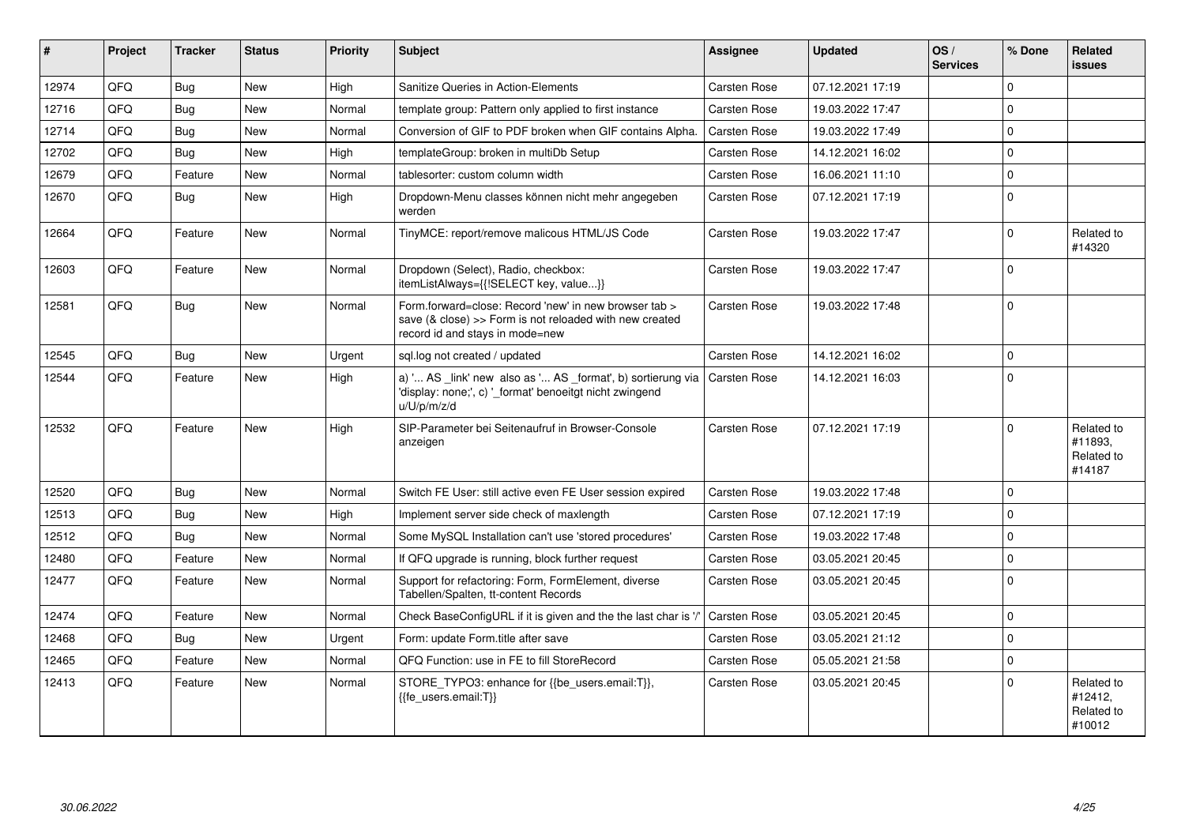| # | Project | Tracker | Status | Priority | Subject | Assignee | Updated | OS / Services | % Done | Related issues |
|---|---|---|---|---|---|---|---|---|---|---|
| 12974 | QFQ | Bug | New | High | Sanitize Queries in Action-Elements | Carsten Rose | 07.12.2021 17:19 | | 0 | |
| 12716 | QFQ | Bug | New | Normal | template group: Pattern only applied to first instance | Carsten Rose | 19.03.2022 17:47 | | 0 | |
| 12714 | QFQ | Bug | New | Normal | Conversion of GIF to PDF broken when GIF contains Alpha. | Carsten Rose | 19.03.2022 17:49 | | 0 | |
| 12702 | QFQ | Bug | New | High | templateGroup: broken in multiDb Setup | Carsten Rose | 14.12.2021 16:02 | | 0 | |
| 12679 | QFQ | Feature | New | Normal | tablesorter: custom column width | Carsten Rose | 16.06.2021 11:10 | | 0 | |
| 12670 | QFQ | Bug | New | High | Dropdown-Menu classes können nicht mehr angegeben werden | Carsten Rose | 07.12.2021 17:19 | | 0 | |
| 12664 | QFQ | Feature | New | Normal | TinyMCE: report/remove malicous HTML/JS Code | Carsten Rose | 19.03.2022 17:47 | | 0 | Related to #14320 |
| 12603 | QFQ | Feature | New | Normal | Dropdown (Select), Radio, checkbox: itemListAlways={{!SELECT key, value...}} | Carsten Rose | 19.03.2022 17:47 | | 0 | |
| 12581 | QFQ | Bug | New | Normal | Form.forward=close: Record 'new' in new browser tab > save (& close) >> Form is not reloaded with new created record id and stays in mode=new | Carsten Rose | 19.03.2022 17:48 | | 0 | |
| 12545 | QFQ | Bug | New | Urgent | sql.log not created / updated | Carsten Rose | 14.12.2021 16:02 | | 0 | |
| 12544 | QFQ | Feature | New | High | a) '... AS _link' new also as '... AS _format', b) sortierung via 'display: none;', c) '_format' benoeitgt nicht zwingend u/U/p/m/z/d | Carsten Rose | 14.12.2021 16:03 | | 0 | |
| 12532 | QFQ | Feature | New | High | SIP-Parameter bei Seitenaufruf in Browser-Console anzeigen | Carsten Rose | 07.12.2021 17:19 | | 0 | Related to #11893, Related to #14187 |
| 12520 | QFQ | Bug | New | Normal | Switch FE User: still active even FE User session expired | Carsten Rose | 19.03.2022 17:48 | | 0 | |
| 12513 | QFQ | Bug | New | High | Implement server side check of maxlength | Carsten Rose | 07.12.2021 17:19 | | 0 | |
| 12512 | QFQ | Bug | New | Normal | Some MySQL Installation can't use 'stored procedures' | Carsten Rose | 19.03.2022 17:48 | | 0 | |
| 12480 | QFQ | Feature | New | Normal | If QFQ upgrade is running, block further request | Carsten Rose | 03.05.2021 20:45 | | 0 | |
| 12477 | QFQ | Feature | New | Normal | Support for refactoring: Form, FormElement, diverse Tabellen/Spalten, tt-content Records | Carsten Rose | 03.05.2021 20:45 | | 0 | |
| 12474 | QFQ | Feature | New | Normal | Check BaseConfigURL if it is given and the the last char is '/' | Carsten Rose | 03.05.2021 20:45 | | 0 | |
| 12468 | QFQ | Bug | New | Urgent | Form: update Form.title after save | Carsten Rose | 03.05.2021 21:12 | | 0 | |
| 12465 | QFQ | Feature | New | Normal | QFQ Function: use in FE to fill StoreRecord | Carsten Rose | 05.05.2021 21:58 | | 0 | |
| 12413 | QFQ | Feature | New | Normal | STORE_TYPO3: enhance for {{be_users.email:T}}, {{fe_users.email:T}} | Carsten Rose | 03.05.2021 20:45 | | 0 | Related to #12412, Related to #10012 |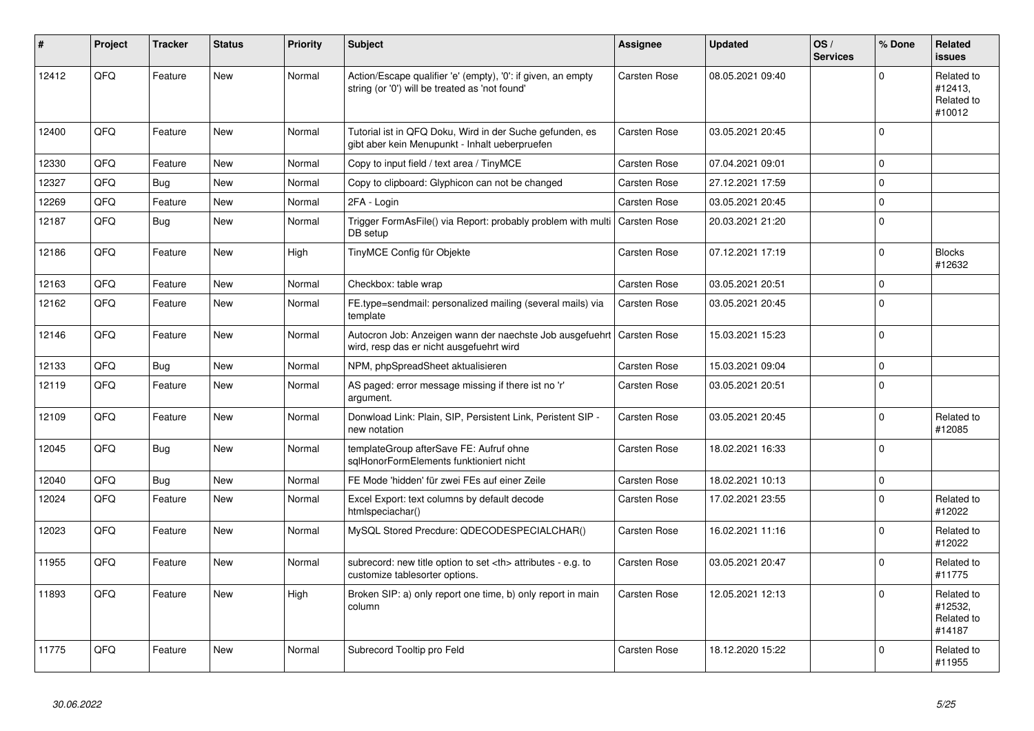| # | Project | Tracker | Status | Priority | Subject | Assignee | Updated | OS / Services | % Done | Related issues |
|---|---|---|---|---|---|---|---|---|---|---|
| 12412 | QFQ | Feature | New | Normal | Action/Escape qualifier 'e' (empty), '0': if given, an empty string (or '0') will be treated as 'not found' | Carsten Rose | 08.05.2021 09:40 | | 0 | Related to #12413, Related to #10012 |
| 12400 | QFQ | Feature | New | Normal | Tutorial ist in QFQ Doku, Wird in der Suche gefunden, es gibt aber kein Menupunkt - Inhalt ueberpruefen | Carsten Rose | 03.05.2021 20:45 | | 0 | |
| 12330 | QFQ | Feature | New | Normal | Copy to input field / text area / TinyMCE | Carsten Rose | 07.04.2021 09:01 | | 0 | |
| 12327 | QFQ | Bug | New | Normal | Copy to clipboard: Glyphicon can not be changed | Carsten Rose | 27.12.2021 17:59 | | 0 | |
| 12269 | QFQ | Feature | New | Normal | 2FA - Login | Carsten Rose | 03.05.2021 20:45 | | 0 | |
| 12187 | QFQ | Bug | New | Normal | Trigger FormAsFile() via Report: probably problem with multi DB setup | Carsten Rose | 20.03.2021 21:20 | | 0 | |
| 12186 | QFQ | Feature | New | High | TinyMCE Config für Objekte | Carsten Rose | 07.12.2021 17:19 | | 0 | Blocks #12632 |
| 12163 | QFQ | Feature | New | Normal | Checkbox: table wrap | Carsten Rose | 03.05.2021 20:51 | | 0 | |
| 12162 | QFQ | Feature | New | Normal | FE.type=sendmail: personalized mailing (several mails) via template | Carsten Rose | 03.05.2021 20:45 | | 0 | |
| 12146 | QFQ | Feature | New | Normal | Autocron Job: Anzeigen wann der naechste Job ausgefuehrt wird, resp das er nicht ausgefuehrt wird | Carsten Rose | 15.03.2021 15:23 | | 0 | |
| 12133 | QFQ | Bug | New | Normal | NPM, phpSpreadSheet aktualisieren | Carsten Rose | 15.03.2021 09:04 | | 0 | |
| 12119 | QFQ | Feature | New | Normal | AS paged: error message missing if there ist no 'r' argument. | Carsten Rose | 03.05.2021 20:51 | | 0 | |
| 12109 | QFQ | Feature | New | Normal | Donwload Link: Plain, SIP, Persistent Link, Peristent SIP - new notation | Carsten Rose | 03.05.2021 20:45 | | 0 | Related to #12085 |
| 12045 | QFQ | Bug | New | Normal | templateGroup afterSave FE: Aufruf ohne sqlHonorFormElements funktioniert nicht | Carsten Rose | 18.02.2021 16:33 | | 0 | |
| 12040 | QFQ | Bug | New | Normal | FE Mode 'hidden' für zwei FEs auf einer Zeile | Carsten Rose | 18.02.2021 10:13 | | 0 | |
| 12024 | QFQ | Feature | New | Normal | Excel Export: text columns by default decode htmlspeciachar() | Carsten Rose | 17.02.2021 23:55 | | 0 | Related to #12022 |
| 12023 | QFQ | Feature | New | Normal | MySQL Stored Precdure: QDECODESPECIALCHAR() | Carsten Rose | 16.02.2021 11:16 | | 0 | Related to #12022 |
| 11955 | QFQ | Feature | New | Normal | subrecord: new title option to set <th> attributes - e.g. to customize tablesorter options. | Carsten Rose | 03.05.2021 20:47 | | 0 | Related to #11775 |
| 11893 | QFQ | Feature | New | High | Broken SIP: a) only report one time, b) only report in main column | Carsten Rose | 12.05.2021 12:13 | | 0 | Related to #12532, Related to #14187 |
| 11775 | QFQ | Feature | New | Normal | Subrecord Tooltip pro Feld | Carsten Rose | 18.12.2020 15:22 | | 0 | Related to #11955 |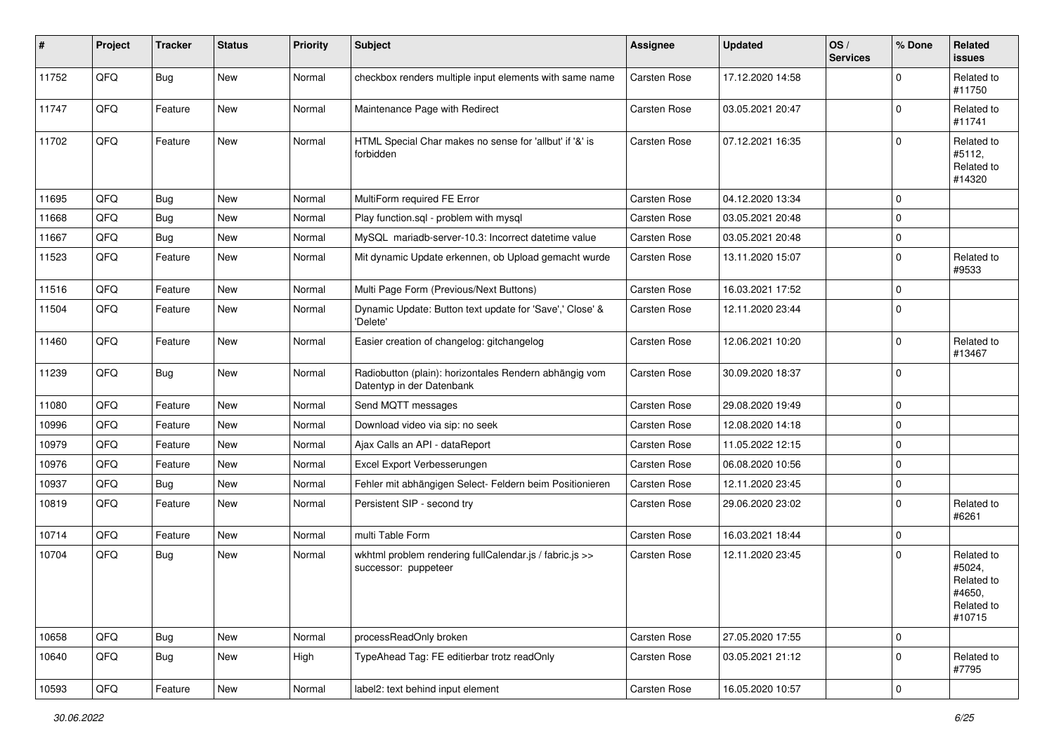| # | Project | Tracker | Status | Priority | Subject | Assignee | Updated | OS / Services | % Done | Related issues |
|---|---|---|---|---|---|---|---|---|---|---|
| 11752 | QFQ | Bug | New | Normal | checkbox renders multiple input elements with same name | Carsten Rose | 17.12.2020 14:58 | | 0 | Related to #11750 |
| 11747 | QFQ | Feature | New | Normal | Maintenance Page with Redirect | Carsten Rose | 03.05.2021 20:47 | | 0 | Related to #11741 |
| 11702 | QFQ | Feature | New | Normal | HTML Special Char makes no sense for 'allbut' if '&' is forbidden | Carsten Rose | 07.12.2021 16:35 | | 0 | Related to #5112, Related to #14320 |
| 11695 | QFQ | Bug | New | Normal | MultiForm required FE Error | Carsten Rose | 04.12.2020 13:34 | | 0 | |
| 11668 | QFQ | Bug | New | Normal | Play function.sql - problem with mysql | Carsten Rose | 03.05.2021 20:48 | | 0 | |
| 11667 | QFQ | Bug | New | Normal | MySQL mariadb-server-10.3: Incorrect datetime value | Carsten Rose | 03.05.2021 20:48 | | 0 | |
| 11523 | QFQ | Feature | New | Normal | Mit dynamic Update erkennen, ob Upload gemacht wurde | Carsten Rose | 13.11.2020 15:07 | | 0 | Related to #9533 |
| 11516 | QFQ | Feature | New | Normal | Multi Page Form (Previous/Next Buttons) | Carsten Rose | 16.03.2021 17:52 | | 0 | |
| 11504 | QFQ | Feature | New | Normal | Dynamic Update: Button text update for 'Save',' Close' & 'Delete' | Carsten Rose | 12.11.2020 23:44 | | 0 | |
| 11460 | QFQ | Feature | New | Normal | Easier creation of changelog: gitchangelog | Carsten Rose | 12.06.2021 10:20 | | 0 | Related to #13467 |
| 11239 | QFQ | Bug | New | Normal | Radiobutton (plain): horizontales Rendern abhängig vom Datentyp in der Datenbank | Carsten Rose | 30.09.2020 18:37 | | 0 | |
| 11080 | QFQ | Feature | New | Normal | Send MQTT messages | Carsten Rose | 29.08.2020 19:49 | | 0 | |
| 10996 | QFQ | Feature | New | Normal | Download video via sip: no seek | Carsten Rose | 12.08.2020 14:18 | | 0 | |
| 10979 | QFQ | Feature | New | Normal | Ajax Calls an API - dataReport | Carsten Rose | 11.05.2022 12:15 | | 0 | |
| 10976 | QFQ | Feature | New | Normal | Excel Export Verbesserungen | Carsten Rose | 06.08.2020 10:56 | | 0 | |
| 10937 | QFQ | Bug | New | Normal | Fehler mit abhängigen Select- Feldern beim Positionieren | Carsten Rose | 12.11.2020 23:45 | | 0 | |
| 10819 | QFQ | Feature | New | Normal | Persistent SIP - second try | Carsten Rose | 29.06.2020 23:02 | | 0 | Related to #6261 |
| 10714 | QFQ | Feature | New | Normal | multi Table Form | Carsten Rose | 16.03.2021 18:44 | | 0 | |
| 10704 | QFQ | Bug | New | Normal | wkhtml problem rendering fullCalendar.js / fabric.js >> successor: puppeteer | Carsten Rose | 12.11.2020 23:45 | | 0 | Related to #5024, Related to #4650, Related to #10715 |
| 10658 | QFQ | Bug | New | Normal | processReadOnly broken | Carsten Rose | 27.05.2020 17:55 | | 0 | |
| 10640 | QFQ | Bug | New | High | TypeAhead Tag: FE editierbar trotz readOnly | Carsten Rose | 03.05.2021 21:12 | | 0 | Related to #7795 |
| 10593 | QFQ | Feature | New | Normal | label2: text behind input element | Carsten Rose | 16.05.2020 10:57 | | 0 | |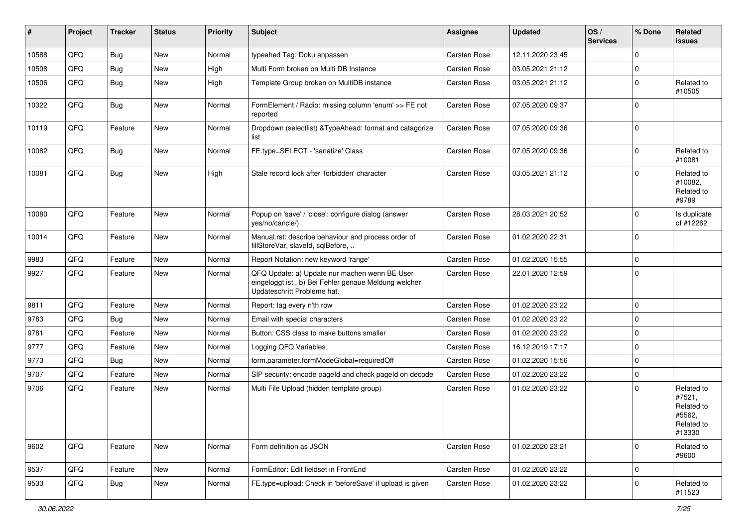| # | Project | Tracker | Status | Priority | Subject | Assignee | Updated | OS / Services | % Done | Related issues |
|---|---|---|---|---|---|---|---|---|---|---|
| 10588 | QFQ | Bug | New | Normal | typeahed Tag: Doku anpassen | Carsten Rose | 12.11.2020 23:45 | | 0 | |
| 10508 | QFQ | Bug | New | High | Multi Form broken on Multi DB Instance | Carsten Rose | 03.05.2021 21:12 | | 0 | |
| 10506 | QFQ | Bug | New | High | Template Group broken on MultiDB instance | Carsten Rose | 03.05.2021 21:12 | | 0 | Related to #10505 |
| 10322 | QFQ | Bug | New | Normal | FormElement / Radio: missing column 'enum' >> FE not reported | Carsten Rose | 07.05.2020 09:37 | | 0 | |
| 10119 | QFQ | Feature | New | Normal | Dropdown (selectlist) &TypeAhead: format and catagorize list | Carsten Rose | 07.05.2020 09:36 | | 0 | |
| 10082 | QFQ | Bug | New | Normal | FE.type=SELECT - 'sanatize' Class | Carsten Rose | 07.05.2020 09:36 | | 0 | Related to #10081 |
| 10081 | QFQ | Bug | New | High | Stale record lock after 'forbidden' character | Carsten Rose | 03.05.2021 21:12 | | 0 | Related to #10082, Related to #9789 |
| 10080 | QFQ | Feature | New | Normal | Popup on 'save' / 'close': configure dialog (answer yes/no/cancle/) | Carsten Rose | 28.03.2021 20:52 | | 0 | Is duplicate of #12262 |
| 10014 | QFQ | Feature | New | Normal | Manual.rst: describe behaviour and process order of fillStoreVar, slaveId, sqlBefore, .. | Carsten Rose | 01.02.2020 22:31 | | 0 | |
| 9983 | QFQ | Feature | New | Normal | Report Notation: new keyword 'range' | Carsten Rose | 01.02.2020 15:55 | | 0 | |
| 9927 | QFQ | Feature | New | Normal | QFQ Update: a) Update nur machen wenn BE User eingeloggt ist., b) Bei Fehler genaue Meldung welcher Updateschritt Probleme hat. | Carsten Rose | 22.01.2020 12:59 | | 0 | |
| 9811 | QFQ | Feature | New | Normal | Report: tag every n'th row | Carsten Rose | 01.02.2020 23:22 | | 0 | |
| 9783 | QFQ | Bug | New | Normal | Email with special characters | Carsten Rose | 01.02.2020 23:22 | | 0 | |
| 9781 | QFQ | Feature | New | Normal | Button: CSS class to make buttons smaller | Carsten Rose | 01.02.2020 23:22 | | 0 | |
| 9777 | QFQ | Feature | New | Normal | Logging QFQ Variables | Carsten Rose | 16.12.2019 17:17 | | 0 | |
| 9773 | QFQ | Bug | New | Normal | form.parameter.formModeGlobal=requiredOff | Carsten Rose | 01.02.2020 15:56 | | 0 | |
| 9707 | QFQ | Feature | New | Normal | SIP security: encode pageId and check pageId on decode | Carsten Rose | 01.02.2020 23:22 | | 0 | |
| 9706 | QFQ | Feature | New | Normal | Multi File Upload (hidden template group) | Carsten Rose | 01.02.2020 23:22 | | 0 | Related to #7521, Related to #5562, Related to #13330 |
| 9602 | QFQ | Feature | New | Normal | Form definition as JSON | Carsten Rose | 01.02.2020 23:21 | | 0 | Related to #9600 |
| 9537 | QFQ | Feature | New | Normal | FormEditor: Edit fieldset in FrontEnd | Carsten Rose | 01.02.2020 23:22 | | 0 | |
| 9533 | QFQ | Bug | New | Normal | FE.type=upload: Check in 'beforeSave' if upload is given | Carsten Rose | 01.02.2020 23:22 | | 0 | Related to #11523 |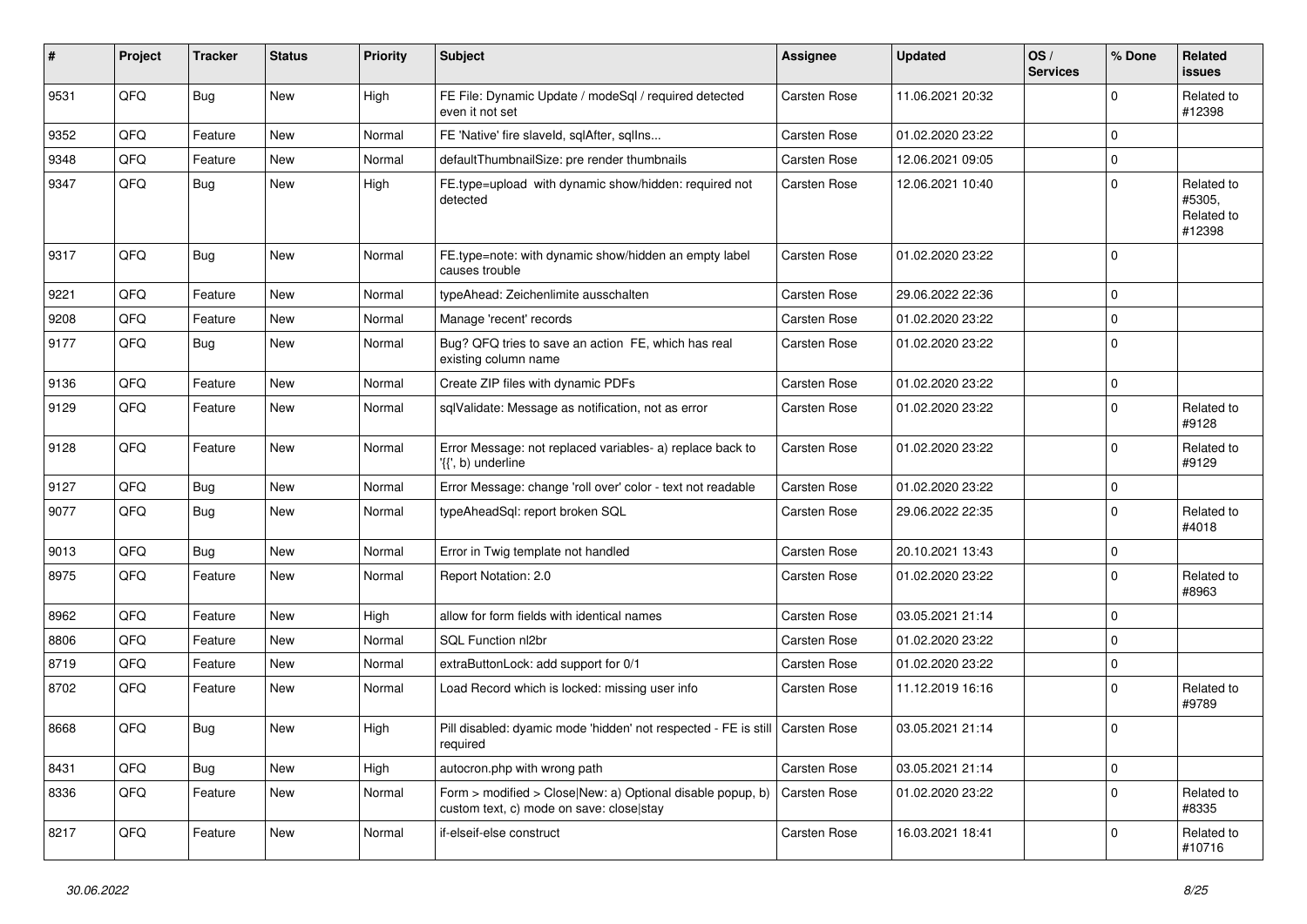| # | Project | Tracker | Status | Priority | Subject | Assignee | Updated | OS / Services | % Done | Related issues |
|---|---|---|---|---|---|---|---|---|---|---|
| 9531 | QFQ | Bug | New | High | FE File: Dynamic Update / modeSql / required detected even it not set | Carsten Rose | 11.06.2021 20:32 | | 0 | Related to #12398 |
| 9352 | QFQ | Feature | New | Normal | FE 'Native' fire slaveId, sqlAfter, sqlIns... | Carsten Rose | 01.02.2020 23:22 | | 0 | |
| 9348 | QFQ | Feature | New | Normal | defaultThumbnailSize: pre render thumbnails | Carsten Rose | 12.06.2021 09:05 | | 0 | |
| 9347 | QFQ | Bug | New | High | FE.type=upload with dynamic show/hidden: required not detected | Carsten Rose | 12.06.2021 10:40 | | 0 | Related to #5305, Related to #12398 |
| 9317 | QFQ | Bug | New | Normal | FE.type=note: with dynamic show/hidden an empty label causes trouble | Carsten Rose | 01.02.2020 23:22 | | 0 | |
| 9221 | QFQ | Feature | New | Normal | typeAhead: Zeichenlimite ausschalten | Carsten Rose | 29.06.2022 22:36 | | 0 | |
| 9208 | QFQ | Feature | New | Normal | Manage 'recent' records | Carsten Rose | 01.02.2020 23:22 | | 0 | |
| 9177 | QFQ | Bug | New | Normal | Bug? QFQ tries to save an action FE, which has real existing column name | Carsten Rose | 01.02.2020 23:22 | | 0 | |
| 9136 | QFQ | Feature | New | Normal | Create ZIP files with dynamic PDFs | Carsten Rose | 01.02.2020 23:22 | | 0 | |
| 9129 | QFQ | Feature | New | Normal | sqlValidate: Message as notification, not as error | Carsten Rose | 01.02.2020 23:22 | | 0 | Related to #9128 |
| 9128 | QFQ | Feature | New | Normal | Error Message: not replaced variables- a) replace back to '{{', b) underline | Carsten Rose | 01.02.2020 23:22 | | 0 | Related to #9129 |
| 9127 | QFQ | Bug | New | Normal | Error Message: change 'roll over' color - text not readable | Carsten Rose | 01.02.2020 23:22 | | 0 | |
| 9077 | QFQ | Bug | New | Normal | typeAheadSql: report broken SQL | Carsten Rose | 29.06.2022 22:35 | | 0 | Related to #4018 |
| 9013 | QFQ | Bug | New | Normal | Error in Twig template not handled | Carsten Rose | 20.10.2021 13:43 | | 0 | |
| 8975 | QFQ | Feature | New | Normal | Report Notation: 2.0 | Carsten Rose | 01.02.2020 23:22 | | 0 | Related to #8963 |
| 8962 | QFQ | Feature | New | High | allow for form fields with identical names | Carsten Rose | 03.05.2021 21:14 | | 0 | |
| 8806 | QFQ | Feature | New | Normal | SQL Function nl2br | Carsten Rose | 01.02.2020 23:22 | | 0 | |
| 8719 | QFQ | Feature | New | Normal | extraButtonLock: add support for 0/1 | Carsten Rose | 01.02.2020 23:22 | | 0 | |
| 8702 | QFQ | Feature | New | Normal | Load Record which is locked: missing user info | Carsten Rose | 11.12.2019 16:16 | | 0 | Related to #9789 |
| 8668 | QFQ | Bug | New | High | Pill disabled: dyamic mode 'hidden' not respected - FE is still required | Carsten Rose | 03.05.2021 21:14 | | 0 | |
| 8431 | QFQ | Bug | New | High | autocron.php with wrong path | Carsten Rose | 03.05.2021 21:14 | | 0 | |
| 8336 | QFQ | Feature | New | Normal | Form > modified > Close\|New: a) Optional disable popup, b) custom text, c) mode on save: close\|stay | Carsten Rose | 01.02.2020 23:22 | | 0 | Related to #8335 |
| 8217 | QFQ | Feature | New | Normal | if-elseif-else construct | Carsten Rose | 16.03.2021 18:41 | | 0 | Related to #10716 |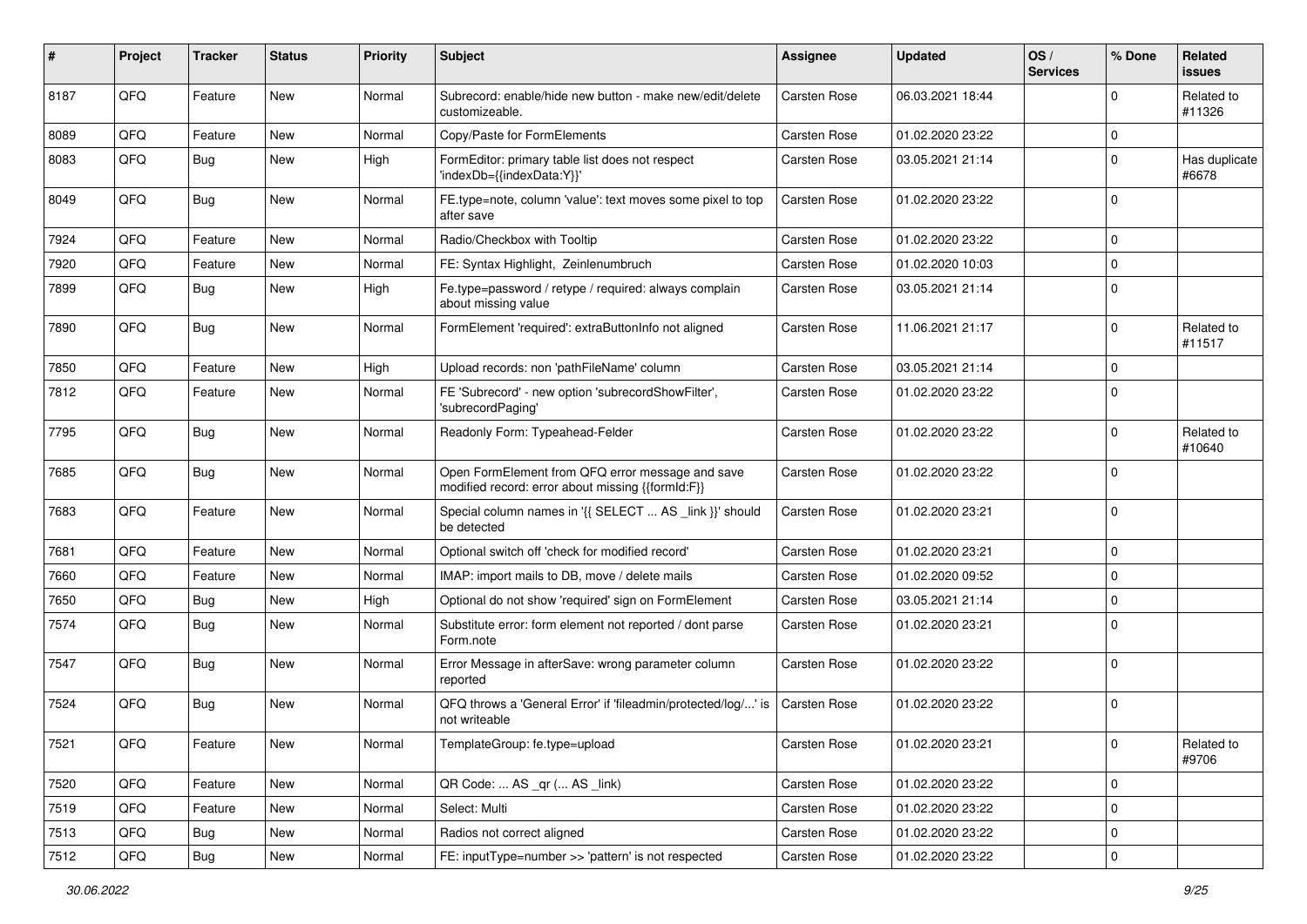| # | Project | Tracker | Status | Priority | Subject | Assignee | Updated | OS / Services | % Done | Related issues |
|---|---|---|---|---|---|---|---|---|---|---|
| 8187 | QFQ | Feature | New | Normal | Subrecord: enable/hide new button - make new/edit/delete customizeable. | Carsten Rose | 06.03.2021 18:44 | | 0 | Related to #11326 |
| 8089 | QFQ | Feature | New | Normal | Copy/Paste for FormElements | Carsten Rose | 01.02.2020 23:22 | | 0 | |
| 8083 | QFQ | Bug | New | High | FormEditor: primary table list does not respect 'indexDb={{indexData:Y}}' | Carsten Rose | 03.05.2021 21:14 | | 0 | Has duplicate #6678 |
| 8049 | QFQ | Bug | New | Normal | FE.type=note, column 'value': text moves some pixel to top after save | Carsten Rose | 01.02.2020 23:22 | | 0 | |
| 7924 | QFQ | Feature | New | Normal | Radio/Checkbox with Tooltip | Carsten Rose | 01.02.2020 23:22 | | 0 | |
| 7920 | QFQ | Feature | New | Normal | FE: Syntax Highlight, Zeinlenumbruch | Carsten Rose | 01.02.2020 10:03 | | 0 | |
| 7899 | QFQ | Bug | New | High | Fe.type=password / retype / required: always complain about missing value | Carsten Rose | 03.05.2021 21:14 | | 0 | |
| 7890 | QFQ | Bug | New | Normal | FormElement 'required': extraButtonInfo not aligned | Carsten Rose | 11.06.2021 21:17 | | 0 | Related to #11517 |
| 7850 | QFQ | Feature | New | High | Upload records: non 'pathFileName' column | Carsten Rose | 03.05.2021 21:14 | | 0 | |
| 7812 | QFQ | Feature | New | Normal | FE 'Subrecord' - new option 'subrecordShowFilter', 'subrecordPaging' | Carsten Rose | 01.02.2020 23:22 | | 0 | |
| 7795 | QFQ | Bug | New | Normal | Readonly Form: Typeahead-Felder | Carsten Rose | 01.02.2020 23:22 | | 0 | Related to #10640 |
| 7685 | QFQ | Bug | New | Normal | Open FormElement from QFQ error message and save modified record: error about missing {{formId:F}} | Carsten Rose | 01.02.2020 23:22 | | 0 | |
| 7683 | QFQ | Feature | New | Normal | Special column names in '{{ SELECT ... AS _link }}' should be detected | Carsten Rose | 01.02.2020 23:21 | | 0 | |
| 7681 | QFQ | Feature | New | Normal | Optional switch off 'check for modified record' | Carsten Rose | 01.02.2020 23:21 | | 0 | |
| 7660 | QFQ | Feature | New | Normal | IMAP: import mails to DB, move / delete mails | Carsten Rose | 01.02.2020 09:52 | | 0 | |
| 7650 | QFQ | Bug | New | High | Optional do not show 'required' sign on FormElement | Carsten Rose | 03.05.2021 21:14 | | 0 | |
| 7574 | QFQ | Bug | New | Normal | Substitute error: form element not reported / dont parse Form.note | Carsten Rose | 01.02.2020 23:21 | | 0 | |
| 7547 | QFQ | Bug | New | Normal | Error Message in afterSave: wrong parameter column reported | Carsten Rose | 01.02.2020 23:22 | | 0 | |
| 7524 | QFQ | Bug | New | Normal | QFQ throws a 'General Error' if 'fileadmin/protected/log/...' is not writeable | Carsten Rose | 01.02.2020 23:22 | | 0 | |
| 7521 | QFQ | Feature | New | Normal | TemplateGroup: fe.type=upload | Carsten Rose | 01.02.2020 23:21 | | 0 | Related to #9706 |
| 7520 | QFQ | Feature | New | Normal | QR Code: ... AS _qr (... AS _link) | Carsten Rose | 01.02.2020 23:22 | | 0 | |
| 7519 | QFQ | Feature | New | Normal | Select: Multi | Carsten Rose | 01.02.2020 23:22 | | 0 | |
| 7513 | QFQ | Bug | New | Normal | Radios not correct aligned | Carsten Rose | 01.02.2020 23:22 | | 0 | |
| 7512 | QFQ | Bug | New | Normal | FE: inputType=number >> 'pattern' is not respected | Carsten Rose | 01.02.2020 23:22 | | 0 | |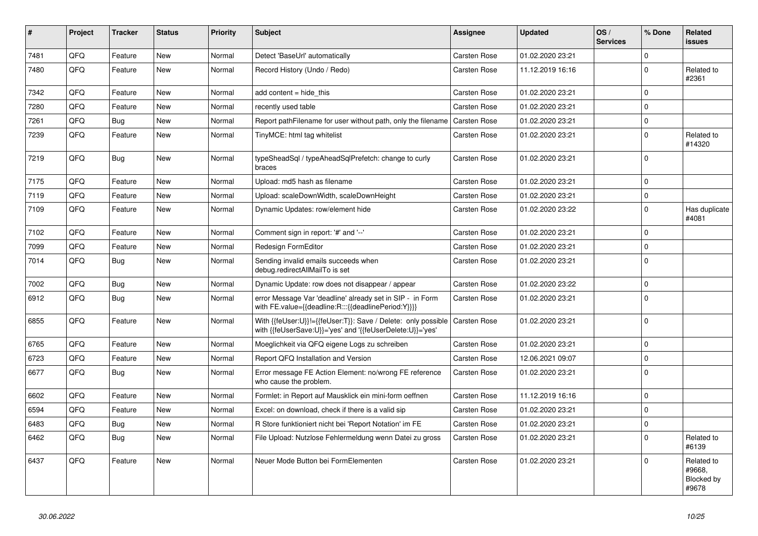| # | Project | Tracker | Status | Priority | Subject | Assignee | Updated | OS / Services | % Done | Related issues |
|---|---|---|---|---|---|---|---|---|---|---|
| 7481 | QFQ | Feature | New | Normal | Detect 'BaseUrl' automatically | Carsten Rose | 01.02.2020 23:21 | | 0 | |
| 7480 | QFQ | Feature | New | Normal | Record History (Undo / Redo) | Carsten Rose | 11.12.2019 16:16 | | 0 | Related to #2361 |
| 7342 | QFQ | Feature | New | Normal | add content = hide_this | Carsten Rose | 01.02.2020 23:21 | | 0 | |
| 7280 | QFQ | Feature | New | Normal | recently used table | Carsten Rose | 01.02.2020 23:21 | | 0 | |
| 7261 | QFQ | Bug | New | Normal | Report pathFilename for user without path, only the filename | Carsten Rose | 01.02.2020 23:21 | | 0 | |
| 7239 | QFQ | Feature | New | Normal | TinyMCE: html tag whitelist | Carsten Rose | 01.02.2020 23:21 | | 0 | Related to #14320 |
| 7219 | QFQ | Bug | New | Normal | typeSheadSql / typeAheadSqlPrefetch: change to curly braces | Carsten Rose | 01.02.2020 23:21 | | 0 | |
| 7175 | QFQ | Feature | New | Normal | Upload: md5 hash as filename | Carsten Rose | 01.02.2020 23:21 | | 0 | |
| 7119 | QFQ | Feature | New | Normal | Upload: scaleDownWidth, scaleDownHeight | Carsten Rose | 01.02.2020 23:21 | | 0 | |
| 7109 | QFQ | Feature | New | Normal | Dynamic Updates: row/element hide | Carsten Rose | 01.02.2020 23:22 | | 0 | Has duplicate #4081 |
| 7102 | QFQ | Feature | New | Normal | Comment sign in report: '#' and '--' | Carsten Rose | 01.02.2020 23:21 | | 0 | |
| 7099 | QFQ | Feature | New | Normal | Redesign FormEditor | Carsten Rose | 01.02.2020 23:21 | | 0 | |
| 7014 | QFQ | Bug | New | Normal | Sending invalid emails succeeds when debug.redirectAllMailTo is set | Carsten Rose | 01.02.2020 23:21 | | 0 | |
| 7002 | QFQ | Bug | New | Normal | Dynamic Update: row does not disappear / appear | Carsten Rose | 01.02.2020 23:22 | | 0 | |
| 6912 | QFQ | Bug | New | Normal | error Message Var 'deadline' already set in SIP - in Form with FE.value={{deadline:R:::{{deadlinePeriod:Y}}}} | Carsten Rose | 01.02.2020 23:21 | | 0 | |
| 6855 | QFQ | Feature | New | Normal | With {{feUser:U}}!={{feUser:T}}: Save / Delete: only possible with {{feUserSave:U}}='yes' and '{{feUserDelete:U}}='yes' | Carsten Rose | 01.02.2020 23:21 | | 0 | |
| 6765 | QFQ | Feature | New | Normal | Moeglichkeit via QFQ eigene Logs zu schreiben | Carsten Rose | 01.02.2020 23:21 | | 0 | |
| 6723 | QFQ | Feature | New | Normal | Report QFQ Installation and Version | Carsten Rose | 12.06.2021 09:07 | | 0 | |
| 6677 | QFQ | Bug | New | Normal | Error message FE Action Element: no/wrong FE reference who cause the problem. | Carsten Rose | 01.02.2020 23:21 | | 0 | |
| 6602 | QFQ | Feature | New | Normal | Formlet: in Report auf Mausklick ein mini-form oeffnen | Carsten Rose | 11.12.2019 16:16 | | 0 | |
| 6594 | QFQ | Feature | New | Normal | Excel: on download, check if there is a valid sip | Carsten Rose | 01.02.2020 23:21 | | 0 | |
| 6483 | QFQ | Bug | New | Normal | R Store funktioniert nicht bei 'Report Notation' im FE | Carsten Rose | 01.02.2020 23:21 | | 0 | |
| 6462 | QFQ | Bug | New | Normal | File Upload: Nutzlose Fehlermeldung wenn Datei zu gross | Carsten Rose | 01.02.2020 23:21 | | 0 | Related to #6139 |
| 6437 | QFQ | Feature | New | Normal | Neuer Mode Button bei FormElementen | Carsten Rose | 01.02.2020 23:21 | | 0 | Related to #9668, Blocked by #9678 |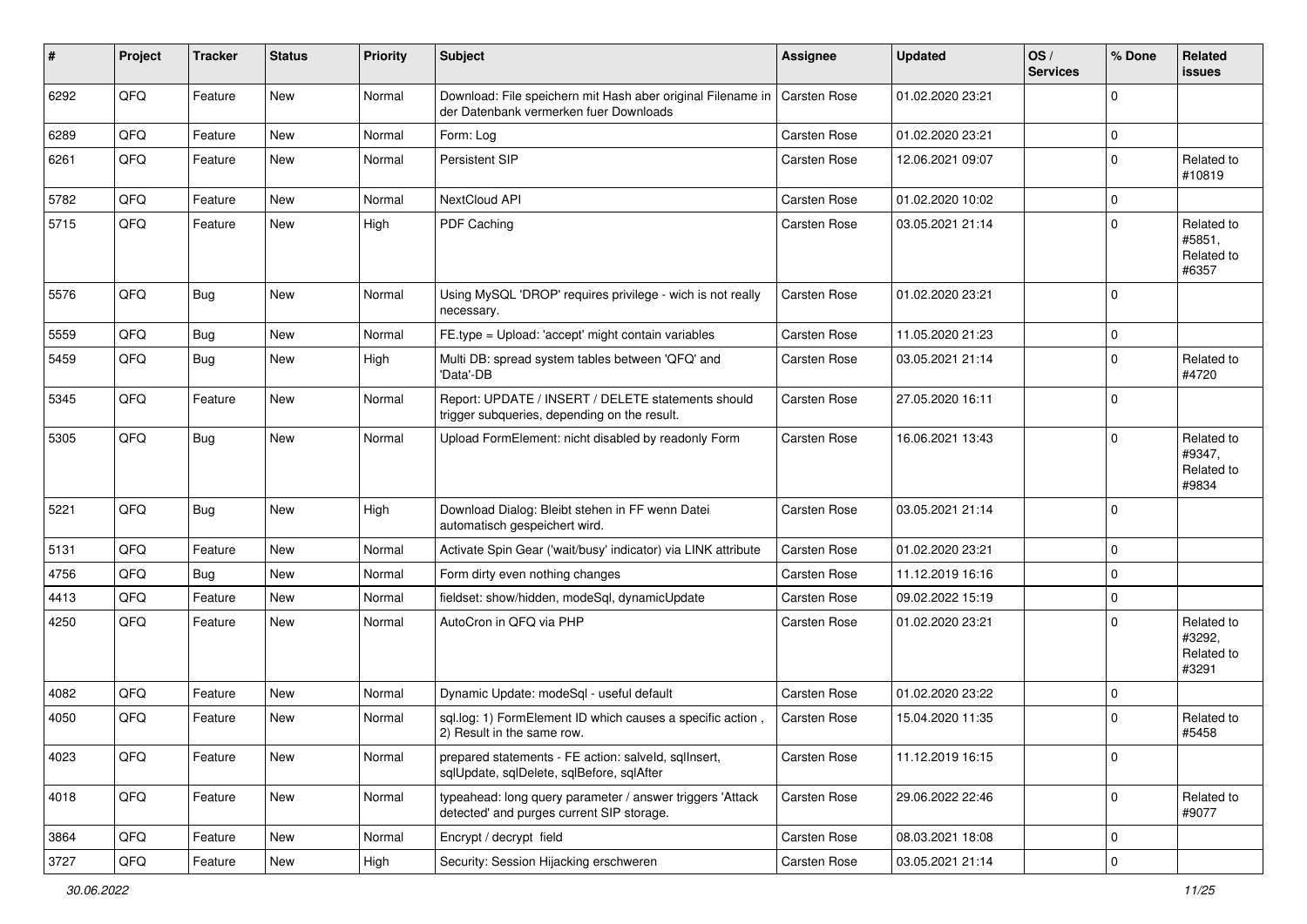| # | Project | Tracker | Status | Priority | Subject | Assignee | Updated | OS / Services | % Done | Related issues |
|---|---|---|---|---|---|---|---|---|---|---|
| 6292 | QFQ | Feature | New | Normal | Download: File speichern mit Hash aber original Filename in der Datenbank vermerken fuer Downloads | Carsten Rose | 01.02.2020 23:21 | | 0 | |
| 6289 | QFQ | Feature | New | Normal | Form: Log | Carsten Rose | 01.02.2020 23:21 | | 0 | |
| 6261 | QFQ | Feature | New | Normal | Persistent SIP | Carsten Rose | 12.06.2021 09:07 | | 0 | Related to #10819 |
| 5782 | QFQ | Feature | New | Normal | NextCloud API | Carsten Rose | 01.02.2020 10:02 | | 0 | |
| 5715 | QFQ | Feature | New | High | PDF Caching | Carsten Rose | 03.05.2021 21:14 | | 0 | Related to #5851, Related to #6357 |
| 5576 | QFQ | Bug | New | Normal | Using MySQL 'DROP' requires privilege - wich is not really necessary. | Carsten Rose | 01.02.2020 23:21 | | 0 | |
| 5559 | QFQ | Bug | New | Normal | FE.type = Upload: 'accept' might contain variables | Carsten Rose | 11.05.2020 21:23 | | 0 | |
| 5459 | QFQ | Bug | New | High | Multi DB: spread system tables between 'QFQ' and 'Data'-DB | Carsten Rose | 03.05.2021 21:14 | | 0 | Related to #4720 |
| 5345 | QFQ | Feature | New | Normal | Report: UPDATE / INSERT / DELETE statements should trigger subqueries, depending on the result. | Carsten Rose | 27.05.2020 16:11 | | 0 | |
| 5305 | QFQ | Bug | New | Normal | Upload FormElement: nicht disabled by readonly Form | Carsten Rose | 16.06.2021 13:43 | | 0 | Related to #9347, Related to #9834 |
| 5221 | QFQ | Bug | New | High | Download Dialog: Bleibt stehen in FF wenn Datei automatisch gespeichert wird. | Carsten Rose | 03.05.2021 21:14 | | 0 | |
| 5131 | QFQ | Feature | New | Normal | Activate Spin Gear ('wait/busy' indicator) via LINK attribute | Carsten Rose | 01.02.2020 23:21 | | 0 | |
| 4756 | QFQ | Bug | New | Normal | Form dirty even nothing changes | Carsten Rose | 11.12.2019 16:16 | | 0 | |
| 4413 | QFQ | Feature | New | Normal | fieldset: show/hidden, modeSql, dynamicUpdate | Carsten Rose | 09.02.2022 15:19 | | 0 | |
| 4250 | QFQ | Feature | New | Normal | AutoCron in QFQ via PHP | Carsten Rose | 01.02.2020 23:21 | | 0 | Related to #3292, Related to #3291 |
| 4082 | QFQ | Feature | New | Normal | Dynamic Update: modeSql - useful default | Carsten Rose | 01.02.2020 23:22 | | 0 | |
| 4050 | QFQ | Feature | New | Normal | sql.log: 1) FormElement ID which causes a specific action , 2) Result in the same row. | Carsten Rose | 15.04.2020 11:35 | | 0 | Related to #5458 |
| 4023 | QFQ | Feature | New | Normal | prepared statements - FE action: salveld, sqlInsert, sqlUpdate, sqlDelete, sqlBefore, sqlAfter | Carsten Rose | 11.12.2019 16:15 | | 0 | |
| 4018 | QFQ | Feature | New | Normal | typeahead: long query parameter / answer triggers 'Attack detected' and purges current SIP storage. | Carsten Rose | 29.06.2022 22:46 | | 0 | Related to #9077 |
| 3864 | QFQ | Feature | New | Normal | Encrypt / decrypt field | Carsten Rose | 08.03.2021 18:08 | | 0 | |
| 3727 | QFQ | Feature | New | High | Security: Session Hijacking erschweren | Carsten Rose | 03.05.2021 21:14 | | 0 | |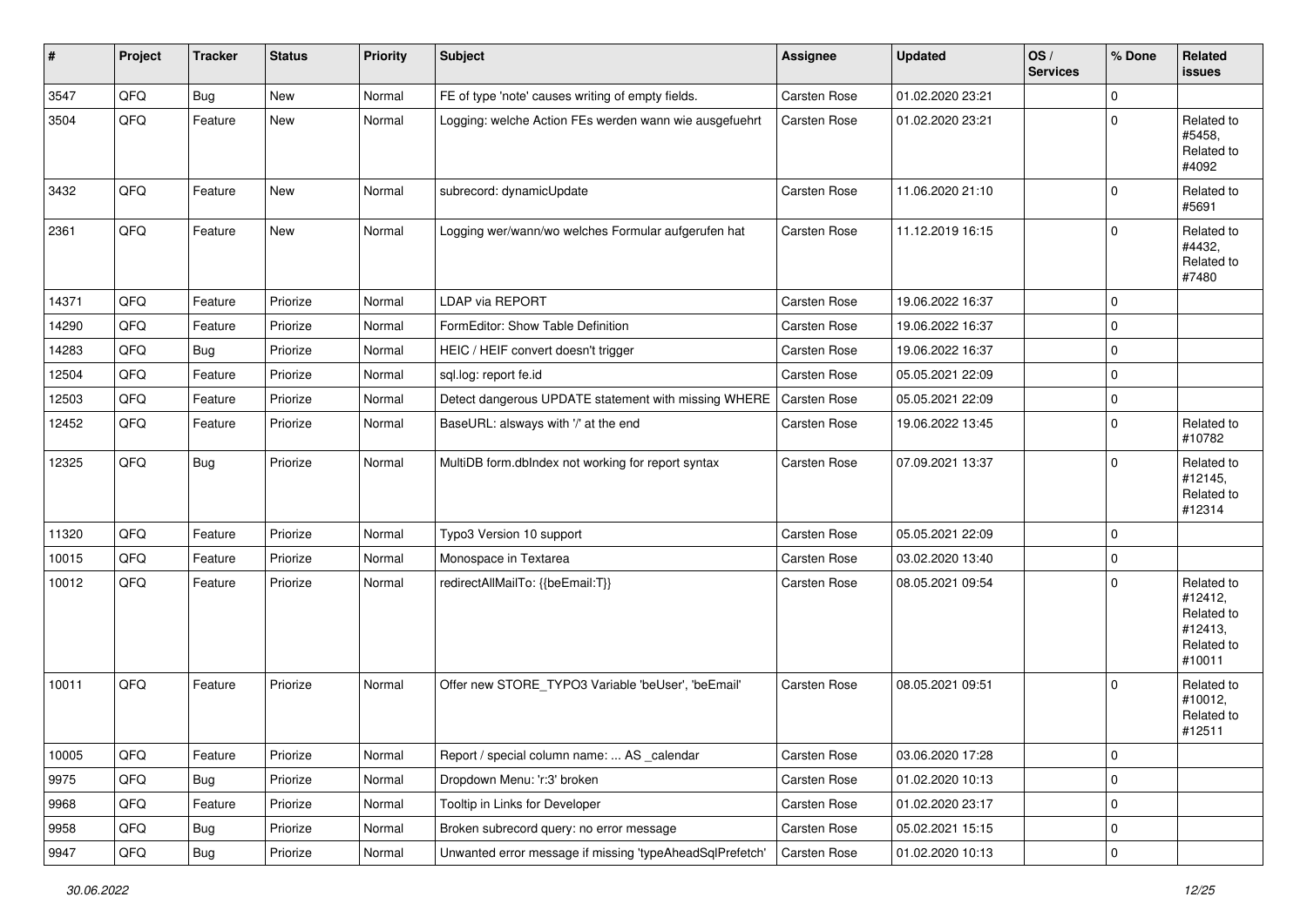| # | Project | Tracker | Status | Priority | Subject | Assignee | Updated | OS / Services | % Done | Related issues |
|---|---|---|---|---|---|---|---|---|---|---|
| 3547 | QFQ | Bug | New | Normal | FE of type 'note' causes writing of empty fields. | Carsten Rose | 01.02.2020 23:21 | | 0 | |
| 3504 | QFQ | Feature | New | Normal | Logging: welche Action FEs werden wann wie ausgefuehrt | Carsten Rose | 01.02.2020 23:21 | | 0 | Related to #5458, Related to #4092 |
| 3432 | QFQ | Feature | New | Normal | subrecord: dynamicUpdate | Carsten Rose | 11.06.2020 21:10 | | 0 | Related to #5691 |
| 2361 | QFQ | Feature | New | Normal | Logging wer/wann/wo welches Formular aufgerufen hat | Carsten Rose | 11.12.2019 16:15 | | 0 | Related to #4432, Related to #7480 |
| 14371 | QFQ | Feature | Priorize | Normal | LDAP via REPORT | Carsten Rose | 19.06.2022 16:37 | | 0 | |
| 14290 | QFQ | Feature | Priorize | Normal | FormEditor: Show Table Definition | Carsten Rose | 19.06.2022 16:37 | | 0 | |
| 14283 | QFQ | Bug | Priorize | Normal | HEIC / HEIF convert doesn't trigger | Carsten Rose | 19.06.2022 16:37 | | 0 | |
| 12504 | QFQ | Feature | Priorize | Normal | sql.log: report fe.id | Carsten Rose | 05.05.2021 22:09 | | 0 | |
| 12503 | QFQ | Feature | Priorize | Normal | Detect dangerous UPDATE statement with missing WHERE | Carsten Rose | 05.05.2021 22:09 | | 0 | |
| 12452 | QFQ | Feature | Priorize | Normal | BaseURL: alsways with '/' at the end | Carsten Rose | 19.06.2022 13:45 | | 0 | Related to #10782 |
| 12325 | QFQ | Bug | Priorize | Normal | MultiDB form.dbIndex not working for report syntax | Carsten Rose | 07.09.2021 13:37 | | 0 | Related to #12145, Related to #12314 |
| 11320 | QFQ | Feature | Priorize | Normal | Typo3 Version 10 support | Carsten Rose | 05.05.2021 22:09 | | 0 | |
| 10015 | QFQ | Feature | Priorize | Normal | Monospace in Textarea | Carsten Rose | 03.02.2020 13:40 | | 0 | |
| 10012 | QFQ | Feature | Priorize | Normal | redirectAllMailTo: {{beEmail:T}} | Carsten Rose | 08.05.2021 09:54 | | 0 | Related to #12412, Related to #12413, Related to #10011 |
| 10011 | QFQ | Feature | Priorize | Normal | Offer new STORE_TYPO3 Variable 'beUser', 'beEmail' | Carsten Rose | 08.05.2021 09:51 | | 0 | Related to #10012, Related to #12511 |
| 10005 | QFQ | Feature | Priorize | Normal | Report / special column name: ... AS _calendar | Carsten Rose | 03.06.2020 17:28 | | 0 | |
| 9975 | QFQ | Bug | Priorize | Normal | Dropdown Menu: 'r:3' broken | Carsten Rose | 01.02.2020 10:13 | | 0 | |
| 9968 | QFQ | Feature | Priorize | Normal | Tooltip in Links for Developer | Carsten Rose | 01.02.2020 23:17 | | 0 | |
| 9958 | QFQ | Bug | Priorize | Normal | Broken subrecord query: no error message | Carsten Rose | 05.02.2021 15:15 | | 0 | |
| 9947 | QFQ | Bug | Priorize | Normal | Unwanted error message if missing 'typeAheadSqlPrefetch' | Carsten Rose | 01.02.2020 10:13 | | 0 | |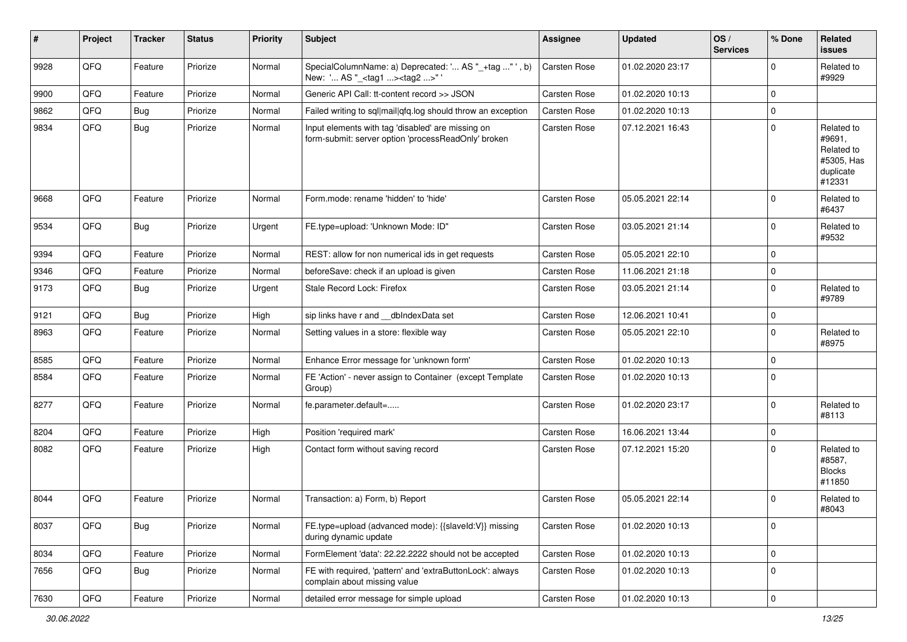| # | Project | Tracker | Status | Priority | Subject | Assignee | Updated | OS / Services | % Done | Related issues |
|---|---|---|---|---|---|---|---|---|---|---|
| 9928 | QFQ | Feature | Priorize | Normal | SpecialColumnName: a) Deprecated: '... AS "_+tag ..." ', b) New: '... AS "_<tag1 ...><tag2 ...>" ' | Carsten Rose | 01.02.2020 23:17 | | 0 | Related to #9929 |
| 9900 | QFQ | Feature | Priorize | Normal | Generic API Call: tt-content record >> JSON | Carsten Rose | 01.02.2020 10:13 | | 0 | |
| 9862 | QFQ | Bug | Priorize | Normal | Failed writing to sql\|mail\|qfq.log should throw an exception | Carsten Rose | 01.02.2020 10:13 | | 0 | |
| 9834 | QFQ | Bug | Priorize | Normal | Input elements with tag 'disabled' are missing on form-submit: server option 'processReadOnly' broken | Carsten Rose | 07.12.2021 16:43 | | 0 | Related to #9691, Related to #5305, Has duplicate #12331 |
| 9668 | QFQ | Feature | Priorize | Normal | Form.mode: rename 'hidden' to 'hide' | Carsten Rose | 05.05.2021 22:14 | | 0 | Related to #6437 |
| 9534 | QFQ | Bug | Priorize | Urgent | FE.type=upload: 'Unknown Mode: ID" | Carsten Rose | 03.05.2021 21:14 | | 0 | Related to #9532 |
| 9394 | QFQ | Feature | Priorize | Normal | REST: allow for non numerical ids in get requests | Carsten Rose | 05.05.2021 22:10 | | 0 | |
| 9346 | QFQ | Feature | Priorize | Normal | beforeSave: check if an upload is given | Carsten Rose | 11.06.2021 21:18 | | 0 | |
| 9173 | QFQ | Bug | Priorize | Urgent | Stale Record Lock: Firefox | Carsten Rose | 03.05.2021 21:14 | | 0 | Related to #9789 |
| 9121 | QFQ | Bug | Priorize | High | sip links have r and __dbIndexData set | Carsten Rose | 12.06.2021 10:41 | | 0 | |
| 8963 | QFQ | Feature | Priorize | Normal | Setting values in a store: flexible way | Carsten Rose | 05.05.2021 22:10 | | 0 | Related to #8975 |
| 8585 | QFQ | Feature | Priorize | Normal | Enhance Error message for 'unknown form' | Carsten Rose | 01.02.2020 10:13 | | 0 | |
| 8584 | QFQ | Feature | Priorize | Normal | FE 'Action' - never assign to Container (except Template Group) | Carsten Rose | 01.02.2020 10:13 | | 0 | |
| 8277 | QFQ | Feature | Priorize | Normal | fe.parameter.default=..... | Carsten Rose | 01.02.2020 23:17 | | 0 | Related to #8113 |
| 8204 | QFQ | Feature | Priorize | High | Position 'required mark' | Carsten Rose | 16.06.2021 13:44 | | 0 | |
| 8082 | QFQ | Feature | Priorize | High | Contact form without saving record | Carsten Rose | 07.12.2021 15:20 | | 0 | Related to #8587, Blocks #11850 |
| 8044 | QFQ | Feature | Priorize | Normal | Transaction: a) Form, b) Report | Carsten Rose | 05.05.2021 22:14 | | 0 | Related to #8043 |
| 8037 | QFQ | Bug | Priorize | Normal | FE.type=upload (advanced mode): {{slaveId:V}} missing during dynamic update | Carsten Rose | 01.02.2020 10:13 | | 0 | |
| 8034 | QFQ | Feature | Priorize | Normal | FormElement 'data': 22.22.2222 should not be accepted | Carsten Rose | 01.02.2020 10:13 | | 0 | |
| 7656 | QFQ | Bug | Priorize | Normal | FE with required, 'pattern' and 'extraButtonLock': always complain about missing value | Carsten Rose | 01.02.2020 10:13 | | 0 | |
| 7630 | QFQ | Feature | Priorize | Normal | detailed error message for simple upload | Carsten Rose | 01.02.2020 10:13 | | 0 | |

*30.06.2022*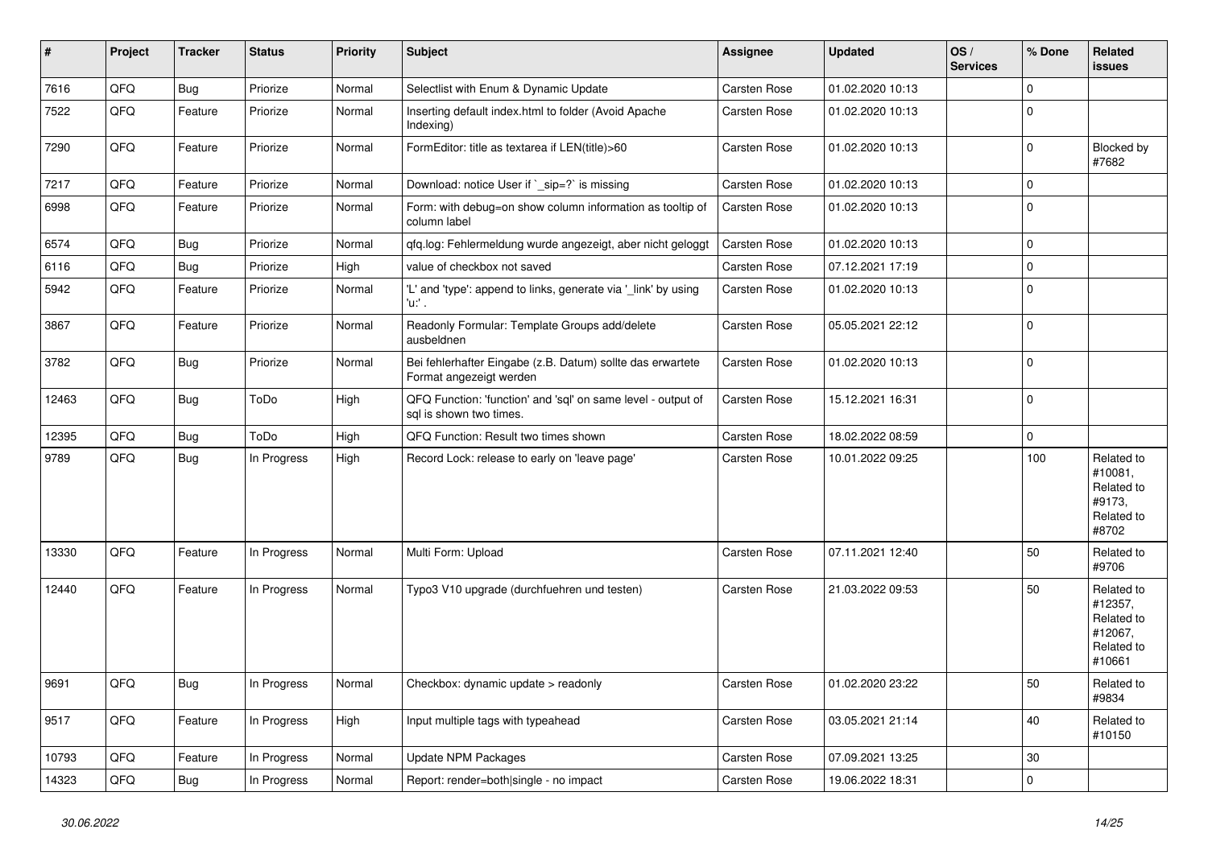| # | Project | Tracker | Status | Priority | Subject | Assignee | Updated | OS / Services | % Done | Related issues |
|---|---|---|---|---|---|---|---|---|---|---|
| 7616 | QFQ | Bug | Priorize | Normal | Selectlist with Enum & Dynamic Update | Carsten Rose | 01.02.2020 10:13 | | 0 | |
| 7522 | QFQ | Feature | Priorize | Normal | Inserting default index.html to folder (Avoid Apache Indexing) | Carsten Rose | 01.02.2020 10:13 | | 0 | |
| 7290 | QFQ | Feature | Priorize | Normal | FormEditor: title as textarea if LEN(title)>60 | Carsten Rose | 01.02.2020 10:13 | | 0 | Blocked by #7682 |
| 7217 | QFQ | Feature | Priorize | Normal | Download: notice User if `_sip=?` is missing | Carsten Rose | 01.02.2020 10:13 | | 0 | |
| 6998 | QFQ | Feature | Priorize | Normal | Form: with debug=on show column information as tooltip of column label | Carsten Rose | 01.02.2020 10:13 | | 0 | |
| 6574 | QFQ | Bug | Priorize | Normal | qfq.log: Fehlermeldung wurde angezeigt, aber nicht geloggt | Carsten Rose | 01.02.2020 10:13 | | 0 | |
| 6116 | QFQ | Bug | Priorize | High | value of checkbox not saved | Carsten Rose | 07.12.2021 17:19 | | 0 | |
| 5942 | QFQ | Feature | Priorize | Normal | 'L' and 'type': append to links, generate via '_link' by using 'u:' . | Carsten Rose | 01.02.2020 10:13 | | 0 | |
| 3867 | QFQ | Feature | Priorize | Normal | Readonly Formular: Template Groups add/delete ausbeldnen | Carsten Rose | 05.05.2021 22:12 | | 0 | |
| 3782 | QFQ | Bug | Priorize | Normal | Bei fehlerhafter Eingabe (z.B. Datum) sollte das erwartete Format angezeigt werden | Carsten Rose | 01.02.2020 10:13 | | 0 | |
| 12463 | QFQ | Bug | ToDo | High | QFQ Function: 'function' and 'sql' on same level - output of sql is shown two times. | Carsten Rose | 15.12.2021 16:31 | | 0 | |
| 12395 | QFQ | Bug | ToDo | High | QFQ Function: Result two times shown | Carsten Rose | 18.02.2022 08:59 | | 0 | |
| 9789 | QFQ | Bug | In Progress | High | Record Lock: release to early on 'leave page' | Carsten Rose | 10.01.2022 09:25 | | 100 | Related to #10081, Related to #9173, Related to #8702 |
| 13330 | QFQ | Feature | In Progress | Normal | Multi Form: Upload | Carsten Rose | 07.11.2021 12:40 | | 50 | Related to #9706 |
| 12440 | QFQ | Feature | In Progress | Normal | Typo3 V10 upgrade (durchfuehren und testen) | Carsten Rose | 21.03.2022 09:53 | | 50 | Related to #12357, Related to #12067, Related to #10661 |
| 9691 | QFQ | Bug | In Progress | Normal | Checkbox: dynamic update > readonly | Carsten Rose | 01.02.2020 23:22 | | 50 | Related to #9834 |
| 9517 | QFQ | Feature | In Progress | High | Input multiple tags with typeahead | Carsten Rose | 03.05.2021 21:14 | | 40 | Related to #10150 |
| 10793 | QFQ | Feature | In Progress | Normal | Update NPM Packages | Carsten Rose | 07.09.2021 13:25 | | 30 | |
| 14323 | QFQ | Bug | In Progress | Normal | Report: render=both\|single - no impact | Carsten Rose | 19.06.2022 18:31 | | 0 | |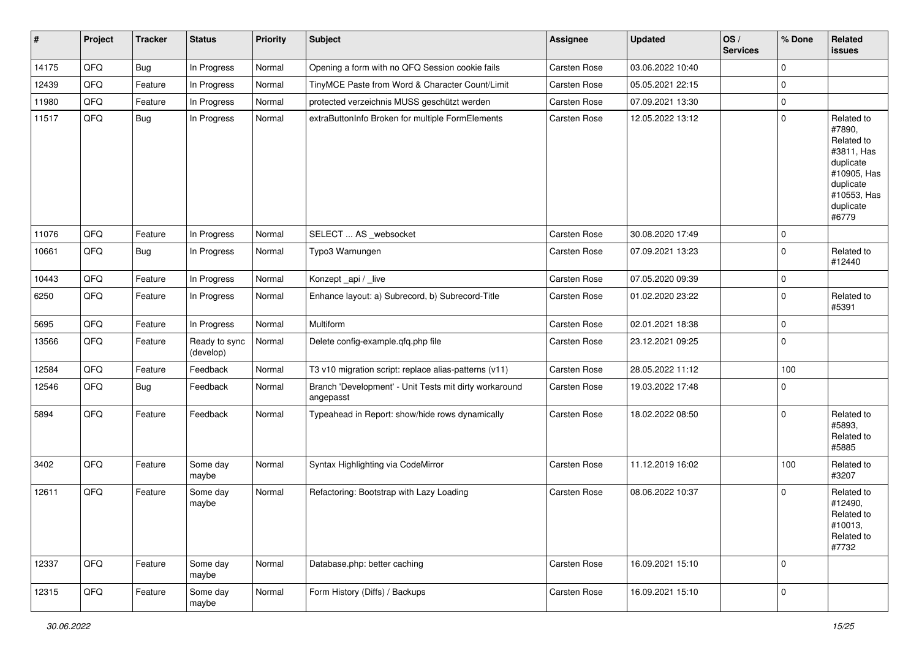| # | Project | Tracker | Status | Priority | Subject | Assignee | Updated | OS / Services | % Done | Related issues |
|---|---|---|---|---|---|---|---|---|---|---|
| 14175 | QFQ | Bug | In Progress | Normal | Opening a form with no QFQ Session cookie fails | Carsten Rose | 03.06.2022 10:40 | | 0 | |
| 12439 | QFQ | Feature | In Progress | Normal | TinyMCE Paste from Word & Character Count/Limit | Carsten Rose | 05.05.2021 22:15 | | 0 | |
| 11980 | QFQ | Feature | In Progress | Normal | protected verzeichnis MUSS geschützt werden | Carsten Rose | 07.09.2021 13:30 | | 0 | |
| 11517 | QFQ | Bug | In Progress | Normal | extraButtonInfo Broken for multiple FormElements | Carsten Rose | 12.05.2022 13:12 | | 0 | Related to #7890, Related to #3811, Has duplicate #10905, Has duplicate #10553, Has duplicate #6779 |
| 11076 | QFQ | Feature | In Progress | Normal | SELECT ... AS _websocket | Carsten Rose | 30.08.2020 17:49 | | 0 | |
| 10661 | QFQ | Bug | In Progress | Normal | Typo3 Warnungen | Carsten Rose | 07.09.2021 13:23 | | 0 | Related to #12440 |
| 10443 | QFQ | Feature | In Progress | Normal | Konzept _api / _live | Carsten Rose | 07.05.2020 09:39 | | 0 | |
| 6250 | QFQ | Feature | In Progress | Normal | Enhance layout: a) Subrecord, b) Subrecord-Title | Carsten Rose | 01.02.2020 23:22 | | 0 | Related to #5391 |
| 5695 | QFQ | Feature | In Progress | Normal | Multiform | Carsten Rose | 02.01.2021 18:38 | | 0 | |
| 13566 | QFQ | Feature | Ready to sync (develop) | Normal | Delete config-example.qfq.php file | Carsten Rose | 23.12.2021 09:25 | | 0 | |
| 12584 | QFQ | Feature | Feedback | Normal | T3 v10 migration script: replace alias-patterns (v11) | Carsten Rose | 28.05.2022 11:12 | | 100 | |
| 12546 | QFQ | Bug | Feedback | Normal | Branch 'Development' - Unit Tests mit dirty workaround angepasst | Carsten Rose | 19.03.2022 17:48 | | 0 | |
| 5894 | QFQ | Feature | Feedback | Normal | Typeahead in Report: show/hide rows dynamically | Carsten Rose | 18.02.2022 08:50 | | 0 | Related to #5893, Related to #5885 |
| 3402 | QFQ | Feature | Some day maybe | Normal | Syntax Highlighting via CodeMirror | Carsten Rose | 11.12.2019 16:02 | | 100 | Related to #3207 |
| 12611 | QFQ | Feature | Some day maybe | Normal | Refactoring: Bootstrap with Lazy Loading | Carsten Rose | 08.06.2022 10:37 | | 0 | Related to #12490, Related to #10013, Related to #7732 |
| 12337 | QFQ | Feature | Some day maybe | Normal | Database.php: better caching | Carsten Rose | 16.09.2021 15:10 | | 0 | |
| 12315 | QFQ | Feature | Some day maybe | Normal | Form History (Diffs) / Backups | Carsten Rose | 16.09.2021 15:10 | | 0 | |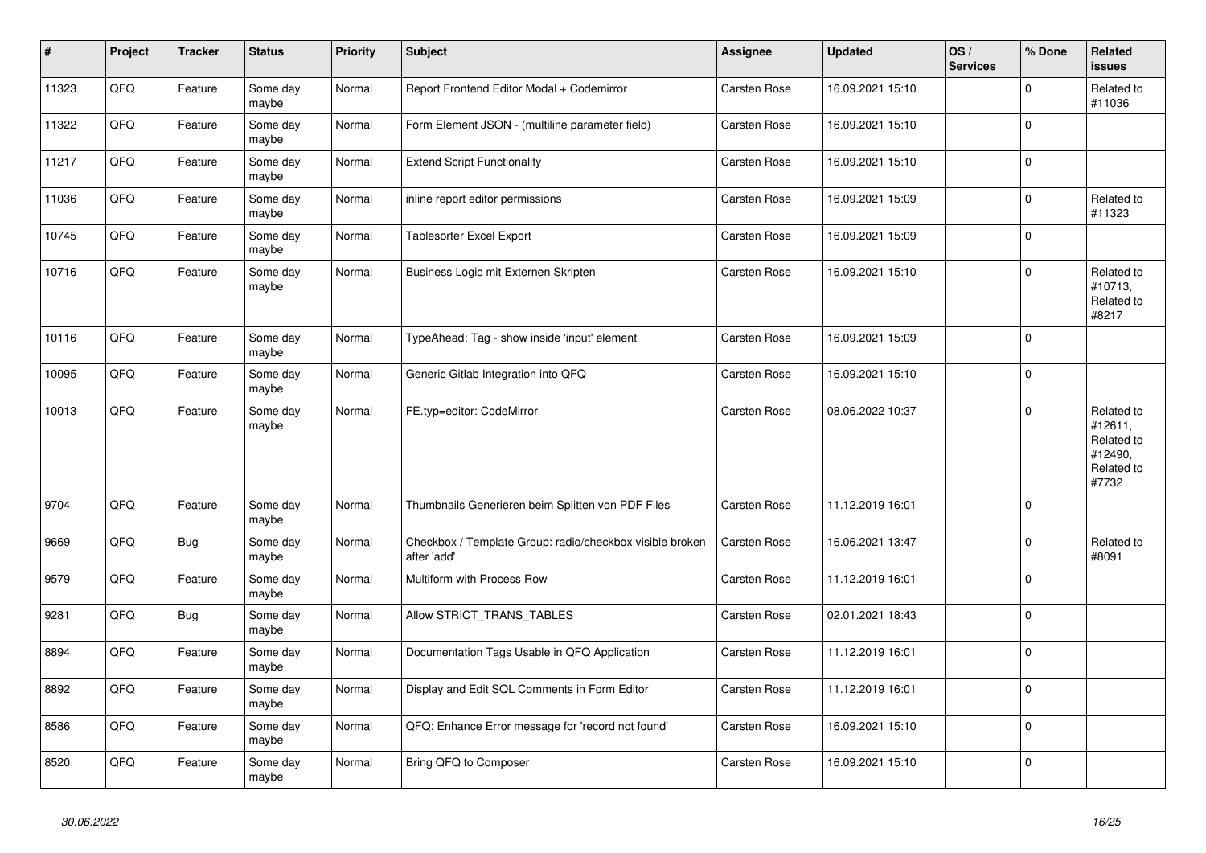| # | Project | Tracker | Status | Priority | Subject | Assignee | Updated | OS / Services | % Done | Related issues |
|---|---|---|---|---|---|---|---|---|---|---|
| 11323 | QFQ | Feature | Some day maybe | Normal | Report Frontend Editor Modal + Codemirror | Carsten Rose | 16.09.2021 15:10 | | 0 | Related to #11036 |
| 11322 | QFQ | Feature | Some day maybe | Normal | Form Element JSON - (multiline parameter field) | Carsten Rose | 16.09.2021 15:10 | | 0 | |
| 11217 | QFQ | Feature | Some day maybe | Normal | Extend Script Functionality | Carsten Rose | 16.09.2021 15:10 | | 0 | |
| 11036 | QFQ | Feature | Some day maybe | Normal | inline report editor permissions | Carsten Rose | 16.09.2021 15:09 | | 0 | Related to #11323 |
| 10745 | QFQ | Feature | Some day maybe | Normal | Tablesorter Excel Export | Carsten Rose | 16.09.2021 15:09 | | 0 | |
| 10716 | QFQ | Feature | Some day maybe | Normal | Business Logic mit Externen Skripten | Carsten Rose | 16.09.2021 15:10 | | 0 | Related to #10713, Related to #8217 |
| 10116 | QFQ | Feature | Some day maybe | Normal | TypeAhead: Tag - show inside 'input' element | Carsten Rose | 16.09.2021 15:09 | | 0 | |
| 10095 | QFQ | Feature | Some day maybe | Normal | Generic Gitlab Integration into QFQ | Carsten Rose | 16.09.2021 15:10 | | 0 | |
| 10013 | QFQ | Feature | Some day maybe | Normal | FE.typ=editor: CodeMirror | Carsten Rose | 08.06.2022 10:37 | | 0 | Related to #12611, Related to #12490, Related to #7732 |
| 9704 | QFQ | Feature | Some day maybe | Normal | Thumbnails Generieren beim Splitten von PDF Files | Carsten Rose | 11.12.2019 16:01 | | 0 | |
| 9669 | QFQ | Bug | Some day maybe | Normal | Checkbox / Template Group: radio/checkbox visible broken after 'add' | Carsten Rose | 16.06.2021 13:47 | | 0 | Related to #8091 |
| 9579 | QFQ | Feature | Some day maybe | Normal | Multiform with Process Row | Carsten Rose | 11.12.2019 16:01 | | 0 | |
| 9281 | QFQ | Bug | Some day maybe | Normal | Allow STRICT_TRANS_TABLES | Carsten Rose | 02.01.2021 18:43 | | 0 | |
| 8894 | QFQ | Feature | Some day maybe | Normal | Documentation Tags Usable in QFQ Application | Carsten Rose | 11.12.2019 16:01 | | 0 | |
| 8892 | QFQ | Feature | Some day maybe | Normal | Display and Edit SQL Comments in Form Editor | Carsten Rose | 11.12.2019 16:01 | | 0 | |
| 8586 | QFQ | Feature | Some day maybe | Normal | QFQ: Enhance Error message for 'record not found' | Carsten Rose | 16.09.2021 15:10 | | 0 | |
| 8520 | QFQ | Feature | Some day maybe | Normal | Bring QFQ to Composer | Carsten Rose | 16.09.2021 15:10 | | 0 | |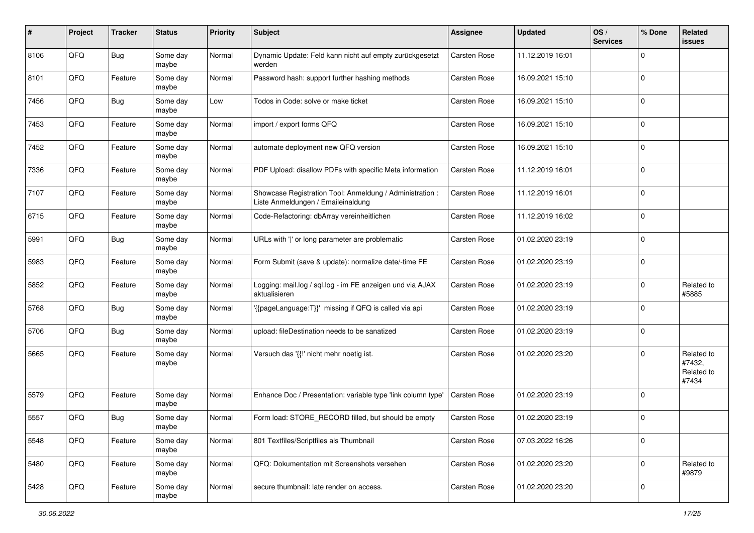| # | Project | Tracker | Status | Priority | Subject | Assignee | Updated | OS / Services | % Done | Related issues |
|---|---|---|---|---|---|---|---|---|---|---|
| 8106 | QFQ | Bug | Some day maybe | Normal | Dynamic Update: Feld kann nicht auf empty zurückgesetzt werden | Carsten Rose | 11.12.2019 16:01 | | 0 | |
| 8101 | QFQ | Feature | Some day maybe | Normal | Password hash: support further hashing methods | Carsten Rose | 16.09.2021 15:10 | | 0 | |
| 7456 | QFQ | Bug | Some day maybe | Low | Todos in Code: solve or make ticket | Carsten Rose | 16.09.2021 15:10 | | 0 | |
| 7453 | QFQ | Feature | Some day maybe | Normal | import / export forms QFQ | Carsten Rose | 16.09.2021 15:10 | | 0 | |
| 7452 | QFQ | Feature | Some day maybe | Normal | automate deployment new QFQ version | Carsten Rose | 16.09.2021 15:10 | | 0 | |
| 7336 | QFQ | Feature | Some day maybe | Normal | PDF Upload: disallow PDFs with specific Meta information | Carsten Rose | 11.12.2019 16:01 | | 0 | |
| 7107 | QFQ | Feature | Some day maybe | Normal | Showcase Registration Tool: Anmeldung / Administration : Liste Anmeldungen / Emaileinaldung | Carsten Rose | 11.12.2019 16:01 | | 0 | |
| 6715 | QFQ | Feature | Some day maybe | Normal | Code-Refactoring: dbArray vereinheitlichen | Carsten Rose | 11.12.2019 16:02 | | 0 | |
| 5991 | QFQ | Bug | Some day maybe | Normal | URLs with '\|' or long parameter are problematic | Carsten Rose | 01.02.2020 23:19 | | 0 | |
| 5983 | QFQ | Feature | Some day maybe | Normal | Form Submit (save & update): normalize date/-time FE | Carsten Rose | 01.02.2020 23:19 | | 0 | |
| 5852 | QFQ | Feature | Some day maybe | Normal | Logging: mail.log / sql.log - im FE anzeigen und via AJAX aktualisieren | Carsten Rose | 01.02.2020 23:19 | | 0 | Related to #5885 |
| 5768 | QFQ | Bug | Some day maybe | Normal | '{{pageLanguage:T}}' missing if QFQ is called via api | Carsten Rose | 01.02.2020 23:19 | | 0 | |
| 5706 | QFQ | Bug | Some day maybe | Normal | upload: fileDestination needs to be sanatized | Carsten Rose | 01.02.2020 23:19 | | 0 | |
| 5665 | QFQ | Feature | Some day maybe | Normal | Versuch das '{{!' nicht mehr noetig ist. | Carsten Rose | 01.02.2020 23:20 | | 0 | Related to #7432, Related to #7434 |
| 5579 | QFQ | Feature | Some day maybe | Normal | Enhance Doc / Presentation: variable type 'link column type' | Carsten Rose | 01.02.2020 23:19 | | 0 | |
| 5557 | QFQ | Bug | Some day maybe | Normal | Form load: STORE_RECORD filled, but should be empty | Carsten Rose | 01.02.2020 23:19 | | 0 | |
| 5548 | QFQ | Feature | Some day maybe | Normal | 801 Textfiles/Scriptfiles als Thumbnail | Carsten Rose | 07.03.2022 16:26 | | 0 | |
| 5480 | QFQ | Feature | Some day maybe | Normal | QFQ: Dokumentation mit Screenshots versehen | Carsten Rose | 01.02.2020 23:20 | | 0 | Related to #9879 |
| 5428 | QFQ | Feature | Some day maybe | Normal | secure thumbnail: late render on access. | Carsten Rose | 01.02.2020 23:20 | | 0 | |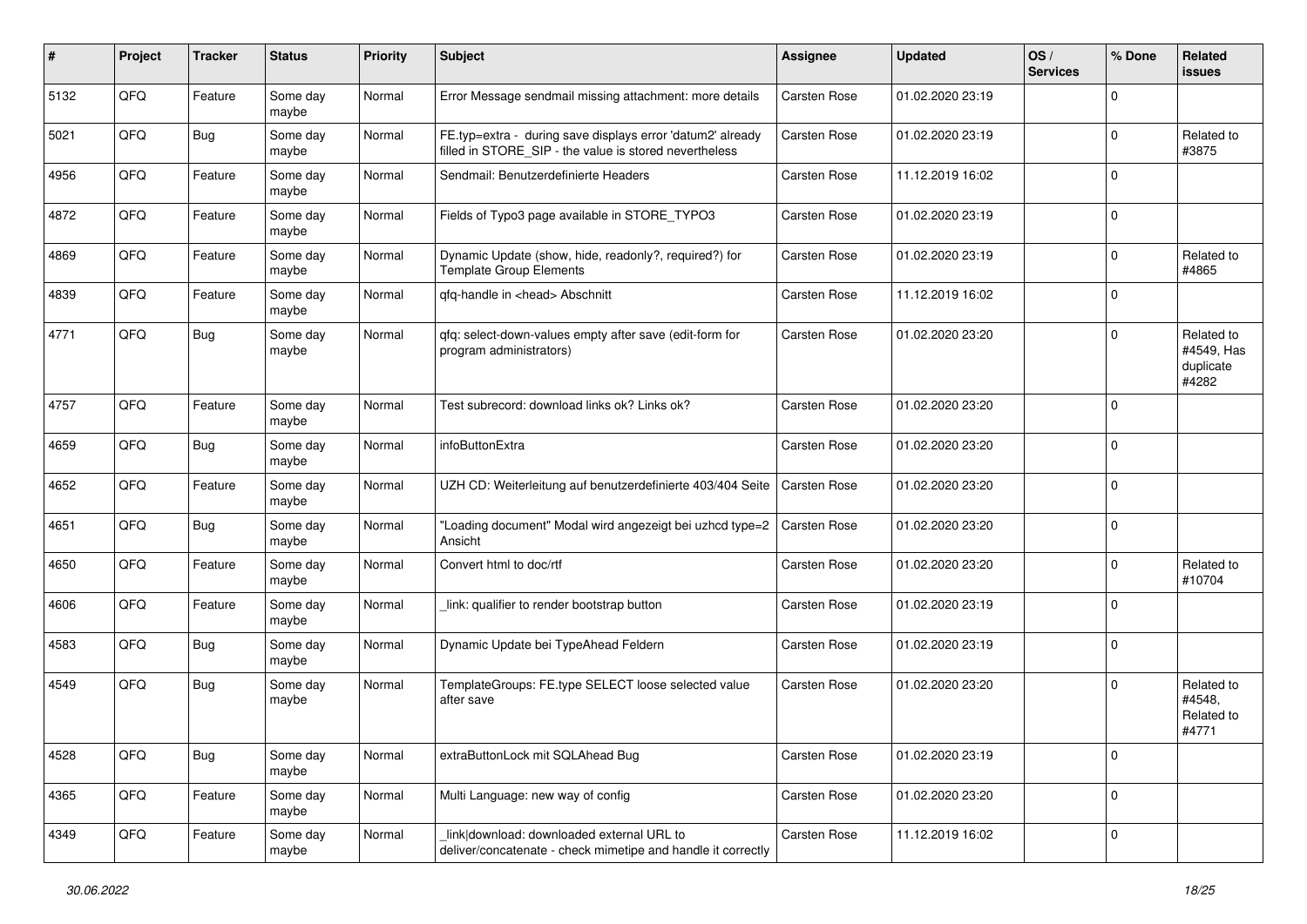| # | Project | Tracker | Status | Priority | Subject | Assignee | Updated | OS / Services | % Done | Related issues |
|---|---|---|---|---|---|---|---|---|---|---|
| 5132 | QFQ | Feature | Some day maybe | Normal | Error Message sendmail missing attachment: more details | Carsten Rose | 01.02.2020 23:19 | | 0 | |
| 5021 | QFQ | Bug | Some day maybe | Normal | FE.typ=extra - during save displays error 'datum2' already filled in STORE_SIP - the value is stored nevertheless | Carsten Rose | 01.02.2020 23:19 | | 0 | Related to #3875 |
| 4956 | QFQ | Feature | Some day maybe | Normal | Sendmail: Benutzerdefinierte Headers | Carsten Rose | 11.12.2019 16:02 | | 0 | |
| 4872 | QFQ | Feature | Some day maybe | Normal | Fields of Typo3 page available in STORE_TYPO3 | Carsten Rose | 01.02.2020 23:19 | | 0 | |
| 4869 | QFQ | Feature | Some day maybe | Normal | Dynamic Update (show, hide, readonly?, required?) for Template Group Elements | Carsten Rose | 01.02.2020 23:19 | | 0 | Related to #4865 |
| 4839 | QFQ | Feature | Some day maybe | Normal | qfq-handle in <head> Abschnitt | Carsten Rose | 11.12.2019 16:02 | | 0 | |
| 4771 | QFQ | Bug | Some day maybe | Normal | qfq: select-down-values empty after save (edit-form for program administrators) | Carsten Rose | 01.02.2020 23:20 | | 0 | Related to #4549, Has duplicate #4282 |
| 4757 | QFQ | Feature | Some day maybe | Normal | Test subrecord: download links ok? Links ok? | Carsten Rose | 01.02.2020 23:20 | | 0 | |
| 4659 | QFQ | Bug | Some day maybe | Normal | infoButtonExtra | Carsten Rose | 01.02.2020 23:20 | | 0 | |
| 4652 | QFQ | Feature | Some day maybe | Normal | UZH CD: Weiterleitung auf benutzerdefinierte 403/404 Seite | Carsten Rose | 01.02.2020 23:20 | | 0 | |
| 4651 | QFQ | Bug | Some day maybe | Normal | "Loading document" Modal wird angezeigt bei uzhcd type=2 Ansicht | Carsten Rose | 01.02.2020 23:20 | | 0 | |
| 4650 | QFQ | Feature | Some day maybe | Normal | Convert html to doc/rtf | Carsten Rose | 01.02.2020 23:20 | | 0 | Related to #10704 |
| 4606 | QFQ | Feature | Some day maybe | Normal | _link: qualifier to render bootstrap button | Carsten Rose | 01.02.2020 23:19 | | 0 | |
| 4583 | QFQ | Bug | Some day maybe | Normal | Dynamic Update bei TypeAhead Feldern | Carsten Rose | 01.02.2020 23:19 | | 0 | |
| 4549 | QFQ | Bug | Some day maybe | Normal | TemplateGroups: FE.type SELECT loose selected value after save | Carsten Rose | 01.02.2020 23:20 | | 0 | Related to #4548, Related to #4771 |
| 4528 | QFQ | Bug | Some day maybe | Normal | extraButtonLock mit SQLAhead Bug | Carsten Rose | 01.02.2020 23:19 | | 0 | |
| 4365 | QFQ | Feature | Some day maybe | Normal | Multi Language: new way of config | Carsten Rose | 01.02.2020 23:20 | | 0 | |
| 4349 | QFQ | Feature | Some day maybe | Normal | _link\|download: downloaded external URL to deliver/concatenate - check mimetipe and handle it correctly | Carsten Rose | 11.12.2019 16:02 | | 0 | |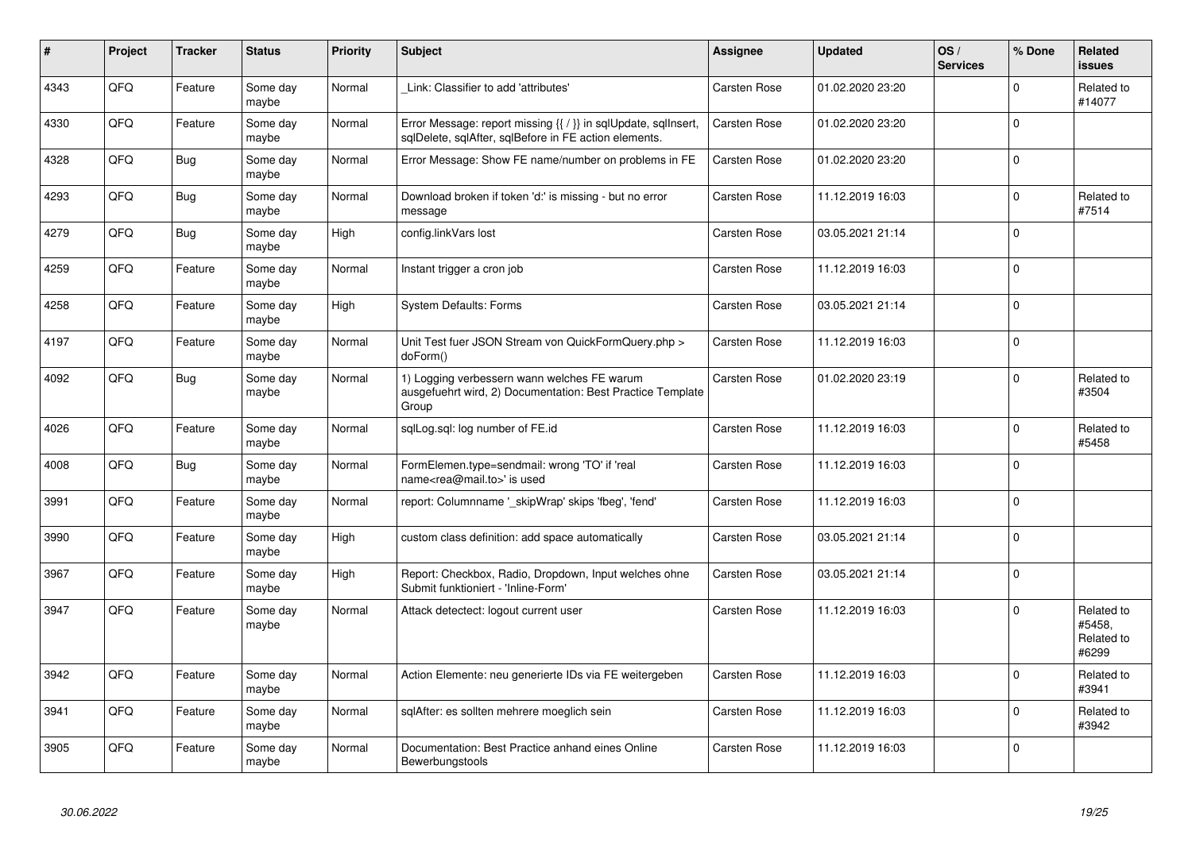| # | Project | Tracker | Status | Priority | Subject | Assignee | Updated | OS / Services | % Done | Related issues |
|---|---|---|---|---|---|---|---|---|---|---|
| 4343 | QFQ | Feature | Some day maybe | Normal | _Link: Classifier to add 'attributes' | Carsten Rose | 01.02.2020 23:20 | | 0 | Related to #14077 |
| 4330 | QFQ | Feature | Some day maybe | Normal | Error Message: report missing {{ / }} in sqlUpdate, sqlInsert, sqlDelete, sqlAfter, sqlBefore in FE action elements. | Carsten Rose | 01.02.2020 23:20 | | 0 | |
| 4328 | QFQ | Bug | Some day maybe | Normal | Error Message: Show FE name/number on problems in FE | Carsten Rose | 01.02.2020 23:20 | | 0 | |
| 4293 | QFQ | Bug | Some day maybe | Normal | Download broken if token 'd:' is missing - but no error message | Carsten Rose | 11.12.2019 16:03 | | 0 | Related to #7514 |
| 4279 | QFQ | Bug | Some day maybe | High | config.linkVars lost | Carsten Rose | 03.05.2021 21:14 | | 0 | |
| 4259 | QFQ | Feature | Some day maybe | Normal | Instant trigger a cron job | Carsten Rose | 11.12.2019 16:03 | | 0 | |
| 4258 | QFQ | Feature | Some day maybe | High | System Defaults: Forms | Carsten Rose | 03.05.2021 21:14 | | 0 | |
| 4197 | QFQ | Feature | Some day maybe | Normal | Unit Test fuer JSON Stream von QuickFormQuery.php > doForm() | Carsten Rose | 11.12.2019 16:03 | | 0 | |
| 4092 | QFQ | Bug | Some day maybe | Normal | 1) Logging verbessern wann welches FE warum ausgefuehrt wird, 2) Documentation: Best Practice Template Group | Carsten Rose | 01.02.2020 23:19 | | 0 | Related to #3504 |
| 4026 | QFQ | Feature | Some day maybe | Normal | sqlLog.sql: log number of FE.id | Carsten Rose | 11.12.2019 16:03 | | 0 | Related to #5458 |
| 4008 | QFQ | Bug | Some day maybe | Normal | FormElemen.type=sendmail: wrong 'TO' if 'real name<rea@mail.to>' is used | Carsten Rose | 11.12.2019 16:03 | | 0 | |
| 3991 | QFQ | Feature | Some day maybe | Normal | report: Columnname '_skipWrap' skips 'fbeg', 'fend' | Carsten Rose | 11.12.2019 16:03 | | 0 | |
| 3990 | QFQ | Feature | Some day maybe | High | custom class definition: add space automatically | Carsten Rose | 03.05.2021 21:14 | | 0 | |
| 3967 | QFQ | Feature | Some day maybe | High | Report: Checkbox, Radio, Dropdown, Input welches ohne Submit funktioniert - 'Inline-Form' | Carsten Rose | 03.05.2021 21:14 | | 0 | |
| 3947 | QFQ | Feature | Some day maybe | Normal | Attack detectect: logout current user | Carsten Rose | 11.12.2019 16:03 | | 0 | Related to #5458, Related to #6299 |
| 3942 | QFQ | Feature | Some day maybe | Normal | Action Elemente: neu generierte IDs via FE weitergeben | Carsten Rose | 11.12.2019 16:03 | | 0 | Related to #3941 |
| 3941 | QFQ | Feature | Some day maybe | Normal | sqlAfter: es sollten mehrere moeglich sein | Carsten Rose | 11.12.2019 16:03 | | 0 | Related to #3942 |
| 3905 | QFQ | Feature | Some day maybe | Normal | Documentation: Best Practice anhand eines Online Bewerbungstools | Carsten Rose | 11.12.2019 16:03 | | 0 | |

*30.06.2022*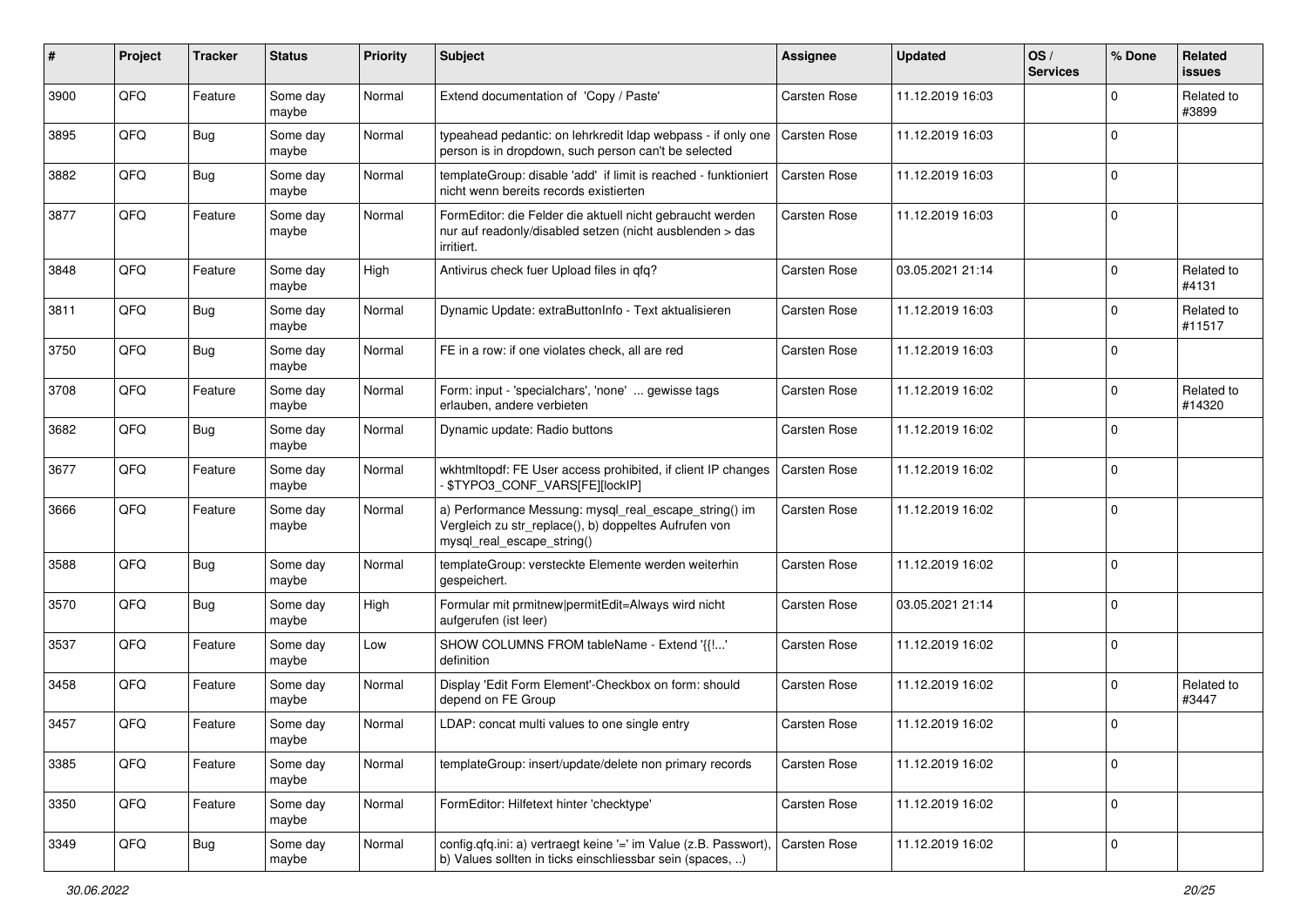| # | Project | Tracker | Status | Priority | Subject | Assignee | Updated | OS / Services | % Done | Related issues |
|---|---|---|---|---|---|---|---|---|---|---|
| 3900 | QFQ | Feature | Some day maybe | Normal | Extend documentation of 'Copy / Paste' | Carsten Rose | 11.12.2019 16:03 | | 0 | Related to #3899 |
| 3895 | QFQ | Bug | Some day maybe | Normal | typeahead pedantic: on lehrkredit ldap webpass - if only one person is in dropdown, such person can't be selected | Carsten Rose | 11.12.2019 16:03 | | 0 | |
| 3882 | QFQ | Bug | Some day maybe | Normal | templateGroup: disable 'add' if limit is reached - funktioniert nicht wenn bereits records existierten | Carsten Rose | 11.12.2019 16:03 | | 0 | |
| 3877 | QFQ | Feature | Some day maybe | Normal | FormEditor: die Felder die aktuell nicht gebraucht werden nur auf readonly/disabled setzen (nicht ausblenden > das irritiert. | Carsten Rose | 11.12.2019 16:03 | | 0 | |
| 3848 | QFQ | Feature | Some day maybe | High | Antivirus check fuer Upload files in qfq? | Carsten Rose | 03.05.2021 21:14 | | 0 | Related to #4131 |
| 3811 | QFQ | Bug | Some day maybe | Normal | Dynamic Update: extraButtonInfo - Text aktualisieren | Carsten Rose | 11.12.2019 16:03 | | 0 | Related to #11517 |
| 3750 | QFQ | Bug | Some day maybe | Normal | FE in a row: if one violates check, all are red | Carsten Rose | 11.12.2019 16:03 | | 0 | |
| 3708 | QFQ | Feature | Some day maybe | Normal | Form: input - 'specialchars', 'none' ... gewisse tags erlauben, andere verbieten | Carsten Rose | 11.12.2019 16:02 | | 0 | Related to #14320 |
| 3682 | QFQ | Bug | Some day maybe | Normal | Dynamic update: Radio buttons | Carsten Rose | 11.12.2019 16:02 | | 0 | |
| 3677 | QFQ | Feature | Some day maybe | Normal | wkhtmltopdf: FE User access prohibited, if client IP changes - $TYPO3_CONF_VARS[FE][lockIP] | Carsten Rose | 11.12.2019 16:02 | | 0 | |
| 3666 | QFQ | Feature | Some day maybe | Normal | a) Performance Messung: mysql_real_escape_string() im Vergleich zu str_replace(), b) doppeltes Aufrufen von mysql_real_escape_string() | Carsten Rose | 11.12.2019 16:02 | | 0 | |
| 3588 | QFQ | Bug | Some day maybe | Normal | templateGroup: versteckte Elemente werden weiterhin gespeichert. | Carsten Rose | 11.12.2019 16:02 | | 0 | |
| 3570 | QFQ | Bug | Some day maybe | High | Formular mit prmitnew\|permitEdit=Always wird nicht aufgerufen (ist leer) | Carsten Rose | 03.05.2021 21:14 | | 0 | |
| 3537 | QFQ | Feature | Some day maybe | Low | SHOW COLUMNS FROM tableName - Extend '{{!...' definition | Carsten Rose | 11.12.2019 16:02 | | 0 | |
| 3458 | QFQ | Feature | Some day maybe | Normal | Display 'Edit Form Element'-Checkbox on form: should depend on FE Group | Carsten Rose | 11.12.2019 16:02 | | 0 | Related to #3447 |
| 3457 | QFQ | Feature | Some day maybe | Normal | LDAP: concat multi values to one single entry | Carsten Rose | 11.12.2019 16:02 | | 0 | |
| 3385 | QFQ | Feature | Some day maybe | Normal | templateGroup: insert/update/delete non primary records | Carsten Rose | 11.12.2019 16:02 | | 0 | |
| 3350 | QFQ | Feature | Some day maybe | Normal | FormEditor: Hilfetext hinter 'checktype' | Carsten Rose | 11.12.2019 16:02 | | 0 | |
| 3349 | QFQ | Bug | Some day maybe | Normal | config.qfq.ini: a) vertraegt keine '=' im Value (z.B. Passwort), b) Values sollten in ticks einschliessbar sein (spaces, ..) | Carsten Rose | 11.12.2019 16:02 | | 0 | |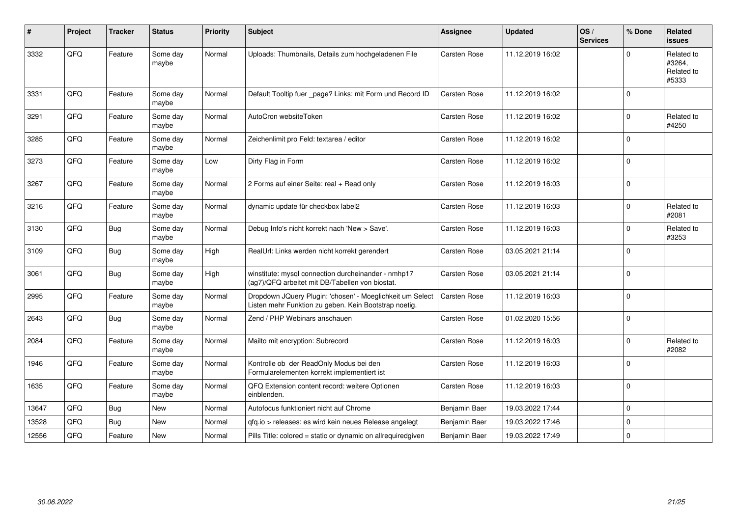| # | Project | Tracker | Status | Priority | Subject | Assignee | Updated | OS / Services | % Done | Related issues |
|---|---|---|---|---|---|---|---|---|---|---|
| 3332 | QFQ | Feature | Some day maybe | Normal | Uploads: Thumbnails, Details zum hochgeladenen File | Carsten Rose | 11.12.2019 16:02 | | 0 | Related to #3264, Related to #5333 |
| 3331 | QFQ | Feature | Some day maybe | Normal | Default Tooltip fuer _page? Links: mit Form und Record ID | Carsten Rose | 11.12.2019 16:02 | | 0 | |
| 3291 | QFQ | Feature | Some day maybe | Normal | AutoCron websiteToken | Carsten Rose | 11.12.2019 16:02 | | 0 | Related to #4250 |
| 3285 | QFQ | Feature | Some day maybe | Normal | Zeichenlimit pro Feld: textarea / editor | Carsten Rose | 11.12.2019 16:02 | | 0 | |
| 3273 | QFQ | Feature | Some day maybe | Low | Dirty Flag in Form | Carsten Rose | 11.12.2019 16:02 | | 0 | |
| 3267 | QFQ | Feature | Some day maybe | Normal | 2 Forms auf einer Seite: real + Read only | Carsten Rose | 11.12.2019 16:03 | | 0 | |
| 3216 | QFQ | Feature | Some day maybe | Normal | dynamic update für checkbox label2 | Carsten Rose | 11.12.2019 16:03 | | 0 | Related to #2081 |
| 3130 | QFQ | Bug | Some day maybe | Normal | Debug Info's nicht korrekt nach 'New > Save'. | Carsten Rose | 11.12.2019 16:03 | | 0 | Related to #3253 |
| 3109 | QFQ | Bug | Some day maybe | High | RealUrl: Links werden nicht korrekt gerendert | Carsten Rose | 03.05.2021 21:14 | | 0 | |
| 3061 | QFQ | Bug | Some day maybe | High | winstitute: mysql connection durcheinander - nmhp17 (ag7)/QFQ arbeitet mit DB/Tabellen von biostat. | Carsten Rose | 03.05.2021 21:14 | | 0 | |
| 2995 | QFQ | Feature | Some day maybe | Normal | Dropdown JQuery Plugin: 'chosen' - Moeglichkeit um Select Listen mehr Funktion zu geben. Kein Bootstrap noetig. | Carsten Rose | 11.12.2019 16:03 | | 0 | |
| 2643 | QFQ | Bug | Some day maybe | Normal | Zend / PHP Webinars anschauen | Carsten Rose | 01.02.2020 15:56 | | 0 | |
| 2084 | QFQ | Feature | Some day maybe | Normal | Mailto mit encryption: Subrecord | Carsten Rose | 11.12.2019 16:03 | | 0 | Related to #2082 |
| 1946 | QFQ | Feature | Some day maybe | Normal | Kontrolle ob der ReadOnly Modus bei den Formularelementen korrekt implementiert ist | Carsten Rose | 11.12.2019 16:03 | | 0 | |
| 1635 | QFQ | Feature | Some day maybe | Normal | QFQ Extension content record: weitere Optionen einblenden. | Carsten Rose | 11.12.2019 16:03 | | 0 | |
| 13647 | QFQ | Bug | New | Normal | Autofocus funktioniert nicht auf Chrome | Benjamin Baer | 19.03.2022 17:44 | | 0 | |
| 13528 | QFQ | Bug | New | Normal | qfq.io > releases: es wird kein neues Release angelegt | Benjamin Baer | 19.03.2022 17:46 | | 0 | |
| 12556 | QFQ | Feature | New | Normal | Pills Title: colored = static or dynamic on allrequiredgiven | Benjamin Baer | 19.03.2022 17:49 | | 0 | |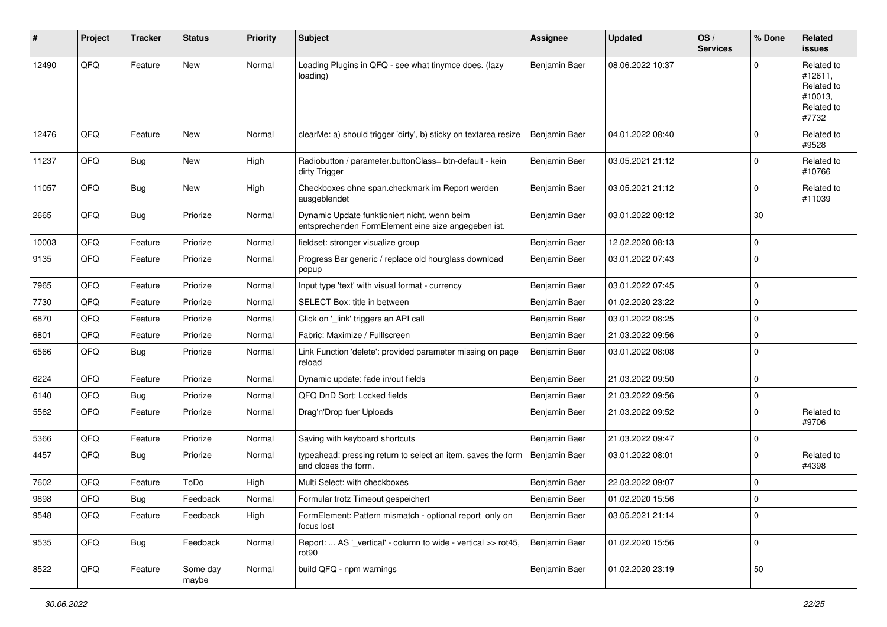| # | Project | Tracker | Status | Priority | Subject | Assignee | Updated | OS / Services | % Done | Related issues |
|---|---|---|---|---|---|---|---|---|---|---|
| 12490 | QFQ | Feature | New | Normal | Loading Plugins in QFQ - see what tinymce does. (lazy loading) | Benjamin Baer | 08.06.2022 10:37 | | 0 | Related to #12611, Related to #10013, Related to #7732 |
| 12476 | QFQ | Feature | New | Normal | clearMe: a) should trigger 'dirty', b) sticky on textarea resize | Benjamin Baer | 04.01.2022 08:40 | | 0 | Related to #9528 |
| 11237 | QFQ | Bug | New | High | Radiobutton / parameter.buttonClass= btn-default - kein dirty Trigger | Benjamin Baer | 03.05.2021 21:12 | | 0 | Related to #10766 |
| 11057 | QFQ | Bug | New | High | Checkboxes ohne span.checkmark im Report werden ausgeblendet | Benjamin Baer | 03.05.2021 21:12 | | 0 | Related to #11039 |
| 2665 | QFQ | Bug | Priorize | Normal | Dynamic Update funktioniert nicht, wenn beim entsprechenden FormElement eine size angegeben ist. | Benjamin Baer | 03.01.2022 08:12 | | 30 | |
| 10003 | QFQ | Feature | Priorize | Normal | fieldset: stronger visualize group | Benjamin Baer | 12.02.2020 08:13 | | 0 | |
| 9135 | QFQ | Feature | Priorize | Normal | Progress Bar generic / replace old hourglass download popup | Benjamin Baer | 03.01.2022 07:43 | | 0 | |
| 7965 | QFQ | Feature | Priorize | Normal | Input type 'text' with visual format - currency | Benjamin Baer | 03.01.2022 07:45 | | 0 | |
| 7730 | QFQ | Feature | Priorize | Normal | SELECT Box: title in between | Benjamin Baer | 01.02.2020 23:22 | | 0 | |
| 6870 | QFQ | Feature | Priorize | Normal | Click on '_link' triggers an API call | Benjamin Baer | 03.01.2022 08:25 | | 0 | |
| 6801 | QFQ | Feature | Priorize | Normal | Fabric: Maximize / Fulllscreen | Benjamin Baer | 21.03.2022 09:56 | | 0 | |
| 6566 | QFQ | Bug | Priorize | Normal | Link Function 'delete': provided parameter missing on page reload | Benjamin Baer | 03.01.2022 08:08 | | 0 | |
| 6224 | QFQ | Feature | Priorize | Normal | Dynamic update: fade in/out fields | Benjamin Baer | 21.03.2022 09:50 | | 0 | |
| 6140 | QFQ | Bug | Priorize | Normal | QFQ DnD Sort: Locked fields | Benjamin Baer | 21.03.2022 09:56 | | 0 | |
| 5562 | QFQ | Feature | Priorize | Normal | Drag'n'Drop fuer Uploads | Benjamin Baer | 21.03.2022 09:52 | | 0 | Related to #9706 |
| 5366 | QFQ | Feature | Priorize | Normal | Saving with keyboard shortcuts | Benjamin Baer | 21.03.2022 09:47 | | 0 | |
| 4457 | QFQ | Bug | Priorize | Normal | typeahead: pressing return to select an item, saves the form and closes the form. | Benjamin Baer | 03.01.2022 08:01 | | 0 | Related to #4398 |
| 7602 | QFQ | Feature | ToDo | High | Multi Select: with checkboxes | Benjamin Baer | 22.03.2022 09:07 | | 0 | |
| 9898 | QFQ | Bug | Feedback | Normal | Formular trotz Timeout gespeichert | Benjamin Baer | 01.02.2020 15:56 | | 0 | |
| 9548 | QFQ | Feature | Feedback | High | FormElement: Pattern mismatch - optional report only on focus lost | Benjamin Baer | 03.05.2021 21:14 | | 0 | |
| 9535 | QFQ | Bug | Feedback | Normal | Report: ... AS '_vertical' - column to wide - vertical >> rot45, rot90 | Benjamin Baer | 01.02.2020 15:56 | | 0 | |
| 8522 | QFQ | Feature | Some day maybe | Normal | build QFQ - npm warnings | Benjamin Baer | 01.02.2020 23:19 | | 50 | |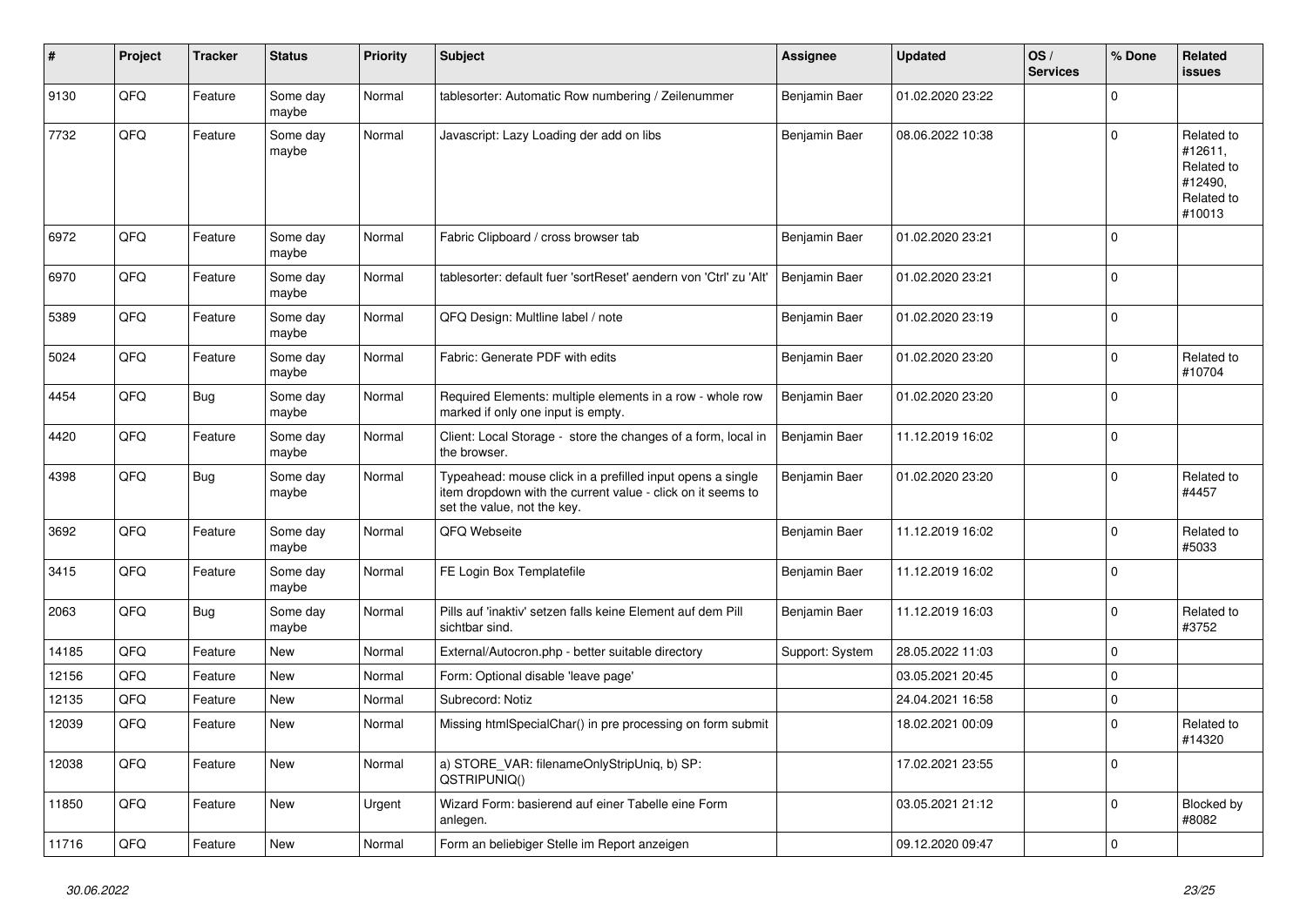| # | Project | Tracker | Status | Priority | Subject | Assignee | Updated | OS / Services | % Done | Related issues |
|---|---|---|---|---|---|---|---|---|---|---|
| 9130 | QFQ | Feature | Some day maybe | Normal | tablesorter: Automatic Row numbering / Zeilenummer | Benjamin Baer | 01.02.2020 23:22 | | 0 | |
| 7732 | QFQ | Feature | Some day maybe | Normal | Javascript: Lazy Loading der add on libs | Benjamin Baer | 08.06.2022 10:38 | | 0 | Related to #12611, Related to #12490, Related to #10013 |
| 6972 | QFQ | Feature | Some day maybe | Normal | Fabric Clipboard / cross browser tab | Benjamin Baer | 01.02.2020 23:21 | | 0 | |
| 6970 | QFQ | Feature | Some day maybe | Normal | tablesorter: default fuer 'sortReset' aendern von 'Ctrl' zu 'Alt' | Benjamin Baer | 01.02.2020 23:21 | | 0 | |
| 5389 | QFQ | Feature | Some day maybe | Normal | QFQ Design: Multline label / note | Benjamin Baer | 01.02.2020 23:19 | | 0 | |
| 5024 | QFQ | Feature | Some day maybe | Normal | Fabric: Generate PDF with edits | Benjamin Baer | 01.02.2020 23:20 | | 0 | Related to #10704 |
| 4454 | QFQ | Bug | Some day maybe | Normal | Required Elements: multiple elements in a row - whole row marked if only one input is empty. | Benjamin Baer | 01.02.2020 23:20 | | 0 | |
| 4420 | QFQ | Feature | Some day maybe | Normal | Client: Local Storage - store the changes of a form, local in the browser. | Benjamin Baer | 11.12.2019 16:02 | | 0 | |
| 4398 | QFQ | Bug | Some day maybe | Normal | Typeahead: mouse click in a prefilled input opens a single item dropdown with the current value - click on it seems to set the value, not the key. | Benjamin Baer | 01.02.2020 23:20 | | 0 | Related to #4457 |
| 3692 | QFQ | Feature | Some day maybe | Normal | QFQ Webseite | Benjamin Baer | 11.12.2019 16:02 | | 0 | Related to #5033 |
| 3415 | QFQ | Feature | Some day maybe | Normal | FE Login Box Templatefile | Benjamin Baer | 11.12.2019 16:02 | | 0 | |
| 2063 | QFQ | Bug | Some day maybe | Normal | Pills auf 'inaktiv' setzen falls keine Element auf dem Pill sichtbar sind. | Benjamin Baer | 11.12.2019 16:03 | | 0 | Related to #3752 |
| 14185 | QFQ | Feature | New | Normal | External/Autocron.php - better suitable directory | Support: System | 28.05.2022 11:03 | | 0 | |
| 12156 | QFQ | Feature | New | Normal | Form: Optional disable 'leave page' | | 03.05.2021 20:45 | | 0 | |
| 12135 | QFQ | Feature | New | Normal | Subrecord: Notiz | | 24.04.2021 16:58 | | 0 | |
| 12039 | QFQ | Feature | New | Normal | Missing htmlSpecialChar() in pre processing on form submit | | 18.02.2021 00:09 | | 0 | Related to #14320 |
| 12038 | QFQ | Feature | New | Normal | a) STORE_VAR: filenameOnlyStripUniq, b) SP: QSTRIPUNIQ() | | 17.02.2021 23:55 | | 0 | |
| 11850 | QFQ | Feature | New | Urgent | Wizard Form: basierend auf einer Tabelle eine Form anlegen. | | 03.05.2021 21:12 | | 0 | Blocked by #8082 |
| 11716 | QFQ | Feature | New | Normal | Form an beliebiger Stelle im Report anzeigen | | 09.12.2020 09:47 | | 0 | |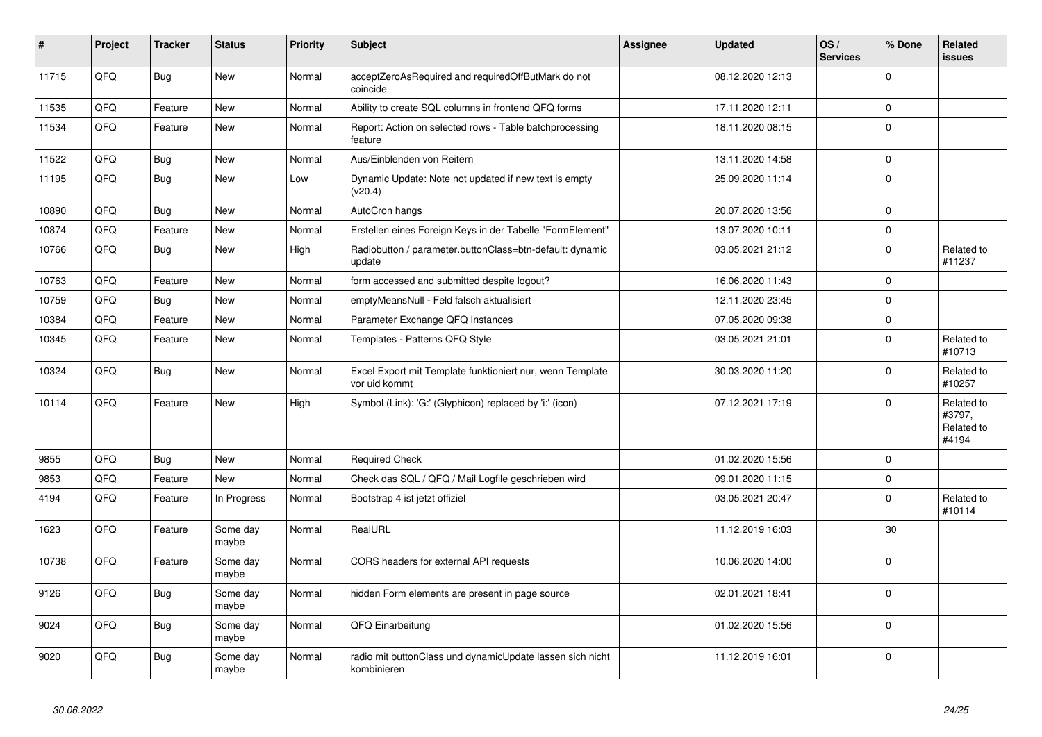| # | Project | Tracker | Status | Priority | Subject | Assignee | Updated | OS / Services | % Done | Related issues |
|---|---|---|---|---|---|---|---|---|---|---|
| 11715 | QFQ | Bug | New | Normal | acceptZeroAsRequired and requiredOffButMark do not coincide | | 08.12.2020 12:13 | | 0 | |
| 11535 | QFQ | Feature | New | Normal | Ability to create SQL columns in frontend QFQ forms | | 17.11.2020 12:11 | | 0 | |
| 11534 | QFQ | Feature | New | Normal | Report: Action on selected rows - Table batchprocessing feature | | 18.11.2020 08:15 | | 0 | |
| 11522 | QFQ | Bug | New | Normal | Aus/Einblenden von Reitern | | 13.11.2020 14:58 | | 0 | |
| 11195 | QFQ | Bug | New | Low | Dynamic Update: Note not updated if new text is empty (v20.4) | | 25.09.2020 11:14 | | 0 | |
| 10890 | QFQ | Bug | New | Normal | AutoCron hangs | | 20.07.2020 13:56 | | 0 | |
| 10874 | QFQ | Feature | New | Normal | Erstellen eines Foreign Keys in der Tabelle "FormElement" | | 13.07.2020 10:11 | | 0 | |
| 10766 | QFQ | Bug | New | High | Radiobutton / parameter.buttonClass=btn-default: dynamic update | | 03.05.2021 21:12 | | 0 | Related to #11237 |
| 10763 | QFQ | Feature | New | Normal | form accessed and submitted despite logout? | | 16.06.2020 11:43 | | 0 | |
| 10759 | QFQ | Bug | New | Normal | emptyMeansNull - Feld falsch aktualisiert | | 12.11.2020 23:45 | | 0 | |
| 10384 | QFQ | Feature | New | Normal | Parameter Exchange QFQ Instances | | 07.05.2020 09:38 | | 0 | |
| 10345 | QFQ | Feature | New | Normal | Templates - Patterns QFQ Style | | 03.05.2021 21:01 | | 0 | Related to #10713 |
| 10324 | QFQ | Bug | New | Normal | Excel Export mit Template funktioniert nur, wenn Template vor uid kommt | | 30.03.2020 11:20 | | 0 | Related to #10257 |
| 10114 | QFQ | Feature | New | High | Symbol (Link): 'G:' (Glyphicon) replaced by 'i:' (icon) | | 07.12.2021 17:19 | | 0 | Related to #3797, Related to #4194 |
| 9855 | QFQ | Bug | New | Normal | Required Check | | 01.02.2020 15:56 | | 0 | |
| 9853 | QFQ | Feature | New | Normal | Check das SQL / QFQ / Mail Logfile geschrieben wird | | 09.01.2020 11:15 | | 0 | |
| 4194 | QFQ | Feature | In Progress | Normal | Bootstrap 4 ist jetzt offiziel | | 03.05.2021 20:47 | | 0 | Related to #10114 |
| 1623 | QFQ | Feature | Some day maybe | Normal | RealURL | | 11.12.2019 16:03 | | 30 | |
| 10738 | QFQ | Feature | Some day maybe | Normal | CORS headers for external API requests | | 10.06.2020 14:00 | | 0 | |
| 9126 | QFQ | Bug | Some day maybe | Normal | hidden Form elements are present in page source | | 02.01.2021 18:41 | | 0 | |
| 9024 | QFQ | Bug | Some day maybe | Normal | QFQ Einarbeitung | | 01.02.2020 15:56 | | 0 | |
| 9020 | QFQ | Bug | Some day maybe | Normal | radio mit buttonClass und dynamicUpdate lassen sich nicht kombinieren | | 11.12.2019 16:01 | | 0 | |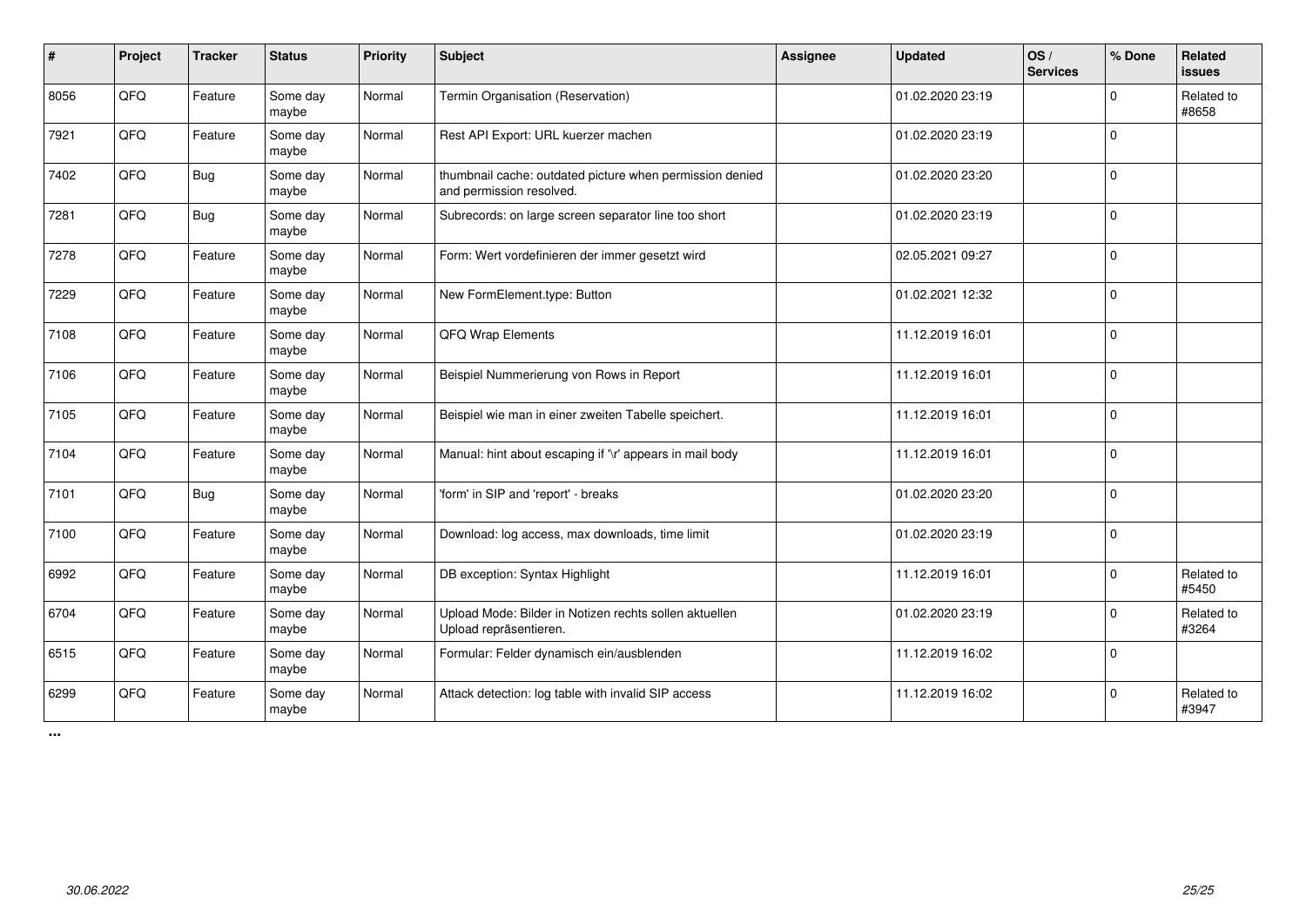| # | Project | Tracker | Status | Priority | Subject | Assignee | Updated | OS / Services | % Done | Related issues |
|---|---|---|---|---|---|---|---|---|---|---|
| 8056 | QFQ | Feature | Some day maybe | Normal | Termin Organisation (Reservation) | | 01.02.2020 23:19 | | 0 | Related to #8658 |
| 7921 | QFQ | Feature | Some day maybe | Normal | Rest API Export: URL kuerzer machen | | 01.02.2020 23:19 | | 0 | |
| 7402 | QFQ | Bug | Some day maybe | Normal | thumbnail cache: outdated picture when permission denied and permission resolved. | | 01.02.2020 23:20 | | 0 | |
| 7281 | QFQ | Bug | Some day maybe | Normal | Subrecords: on large screen separator line too short | | 01.02.2020 23:19 | | 0 | |
| 7278 | QFQ | Feature | Some day maybe | Normal | Form: Wert vordefinieren der immer gesetzt wird | | 02.05.2021 09:27 | | 0 | |
| 7229 | QFQ | Feature | Some day maybe | Normal | New FormElement.type: Button | | 01.02.2021 12:32 | | 0 | |
| 7108 | QFQ | Feature | Some day maybe | Normal | QFQ Wrap Elements | | 11.12.2019 16:01 | | 0 | |
| 7106 | QFQ | Feature | Some day maybe | Normal | Beispiel Nummerierung von Rows in Report | | 11.12.2019 16:01 | | 0 | |
| 7105 | QFQ | Feature | Some day maybe | Normal | Beispiel wie man in einer zweiten Tabelle speichert. | | 11.12.2019 16:01 | | 0 | |
| 7104 | QFQ | Feature | Some day maybe | Normal | Manual: hint about escaping if '\r' appears in mail body | | 11.12.2019 16:01 | | 0 | |
| 7101 | QFQ | Bug | Some day maybe | Normal | 'form' in SIP and 'report' - breaks | | 01.02.2020 23:20 | | 0 | |
| 7100 | QFQ | Feature | Some day maybe | Normal | Download: log access, max downloads, time limit | | 01.02.2020 23:19 | | 0 | |
| 6992 | QFQ | Feature | Some day maybe | Normal | DB exception: Syntax Highlight | | 11.12.2019 16:01 | | 0 | Related to #5450 |
| 6704 | QFQ | Feature | Some day maybe | Normal | Upload Mode: Bilder in Notizen rechts sollen aktuellen Upload repräsentieren. | | 01.02.2020 23:19 | | 0 | Related to #3264 |
| 6515 | QFQ | Feature | Some day maybe | Normal | Formular: Felder dynamisch ein/ausblenden | | 11.12.2019 16:02 | | 0 | |
| 6299 | QFQ | Feature | Some day maybe | Normal | Attack detection: log table with invalid SIP access | | 11.12.2019 16:02 | | 0 | Related to #3947 |

...